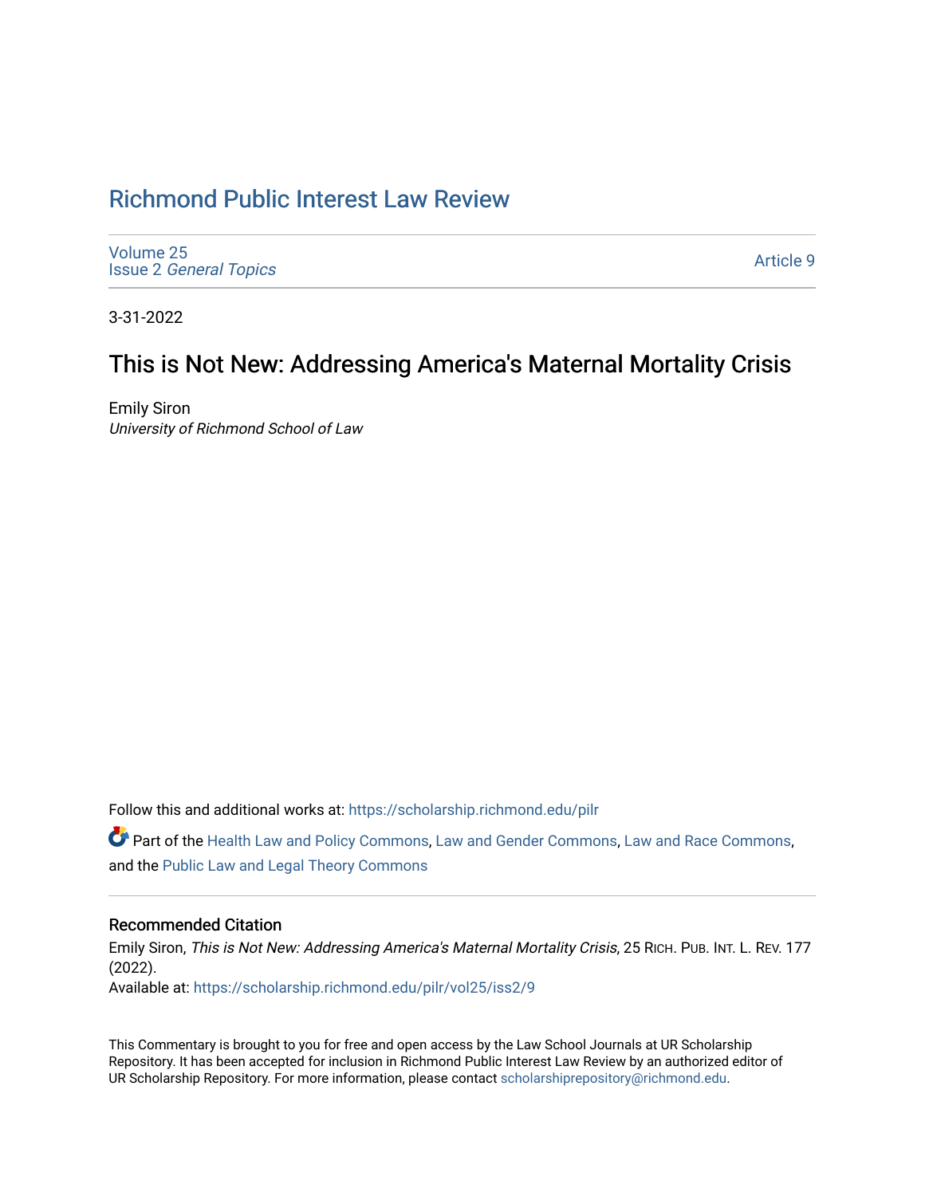# Richmond Public Interest Law Review

Volume 25
Issue 2 *General Topics*

Article 9

3-31-2022

## This is Not New: Addressing America's Maternal Mortality Crisis

Emily Siron
*University of Richmond School of Law*

Follow this and additional works at: https://scholarship.richmond.edu/pilr

Part of the Health Law and Policy Commons, Law and Gender Commons, Law and Race Commons, and the Public Law and Legal Theory Commons

### Recommended Citation

Emily Siron, *This is Not New: Addressing America's Maternal Mortality Crisis*, 25 RICH. PUB. INT. L. REV. 177 (2022).
Available at: https://scholarship.richmond.edu/pilr/vol25/iss2/9

This Commentary is brought to you for free and open access by the Law School Journals at UR Scholarship Repository. It has been accepted for inclusion in Richmond Public Interest Law Review by an authorized editor of UR Scholarship Repository. For more information, please contact scholarshiprepository@richmond.edu.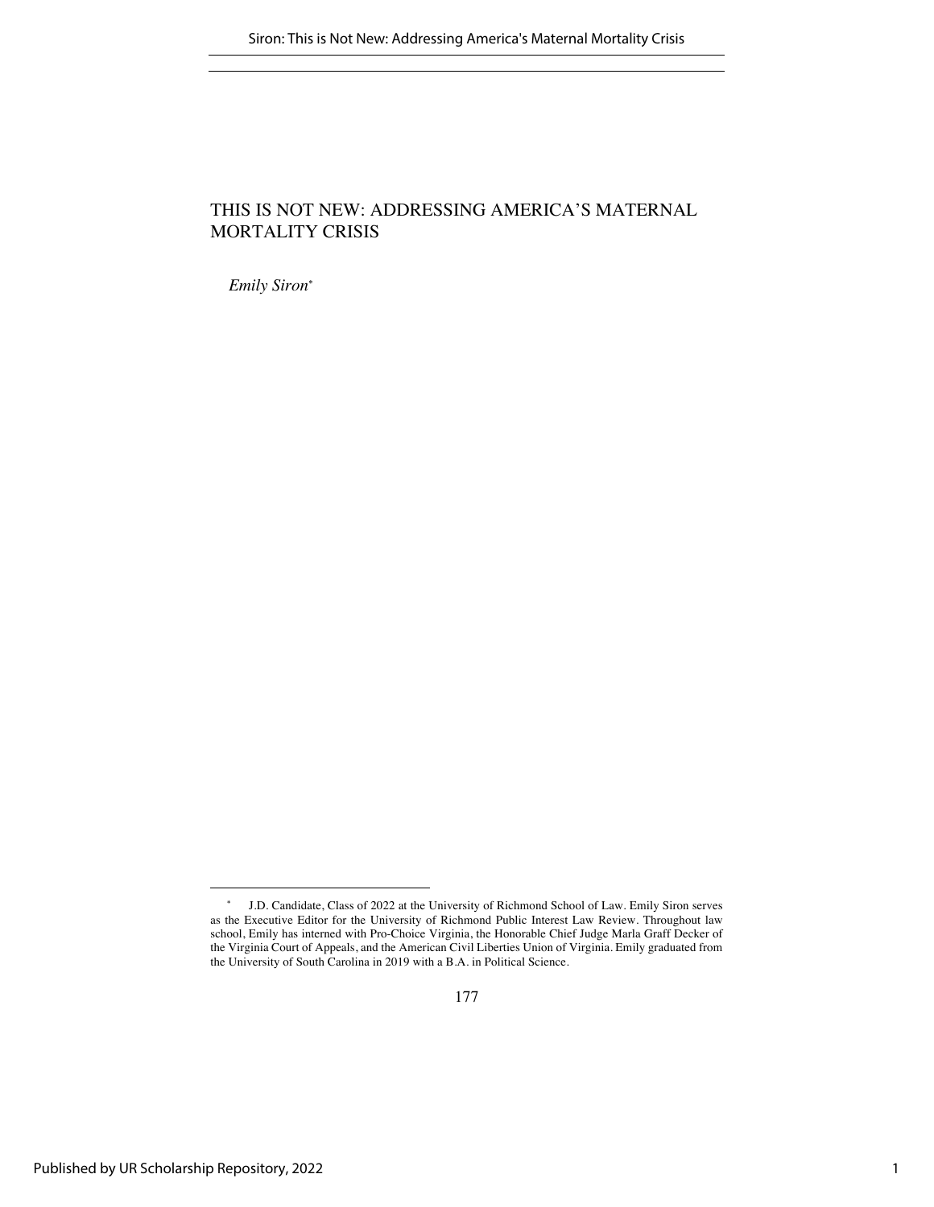# THIS IS NOT NEW: ADDRESSING AMERICA'S MATERNAL MORTALITY CRISIS

*Emily Siron*[*]

[*] J.D. Candidate, Class of 2022 at the University of Richmond School of Law. Emily Siron serves as the Executive Editor for the University of Richmond Public Interest Law Review. Throughout law school, Emily has interned with Pro-Choice Virginia, the Honorable Chief Judge Marla Graff Decker of the Virginia Court of Appeals, and the American Civil Liberties Union of Virginia. Emily graduated from the University of South Carolina in 2019 with a B.A. in Political Science.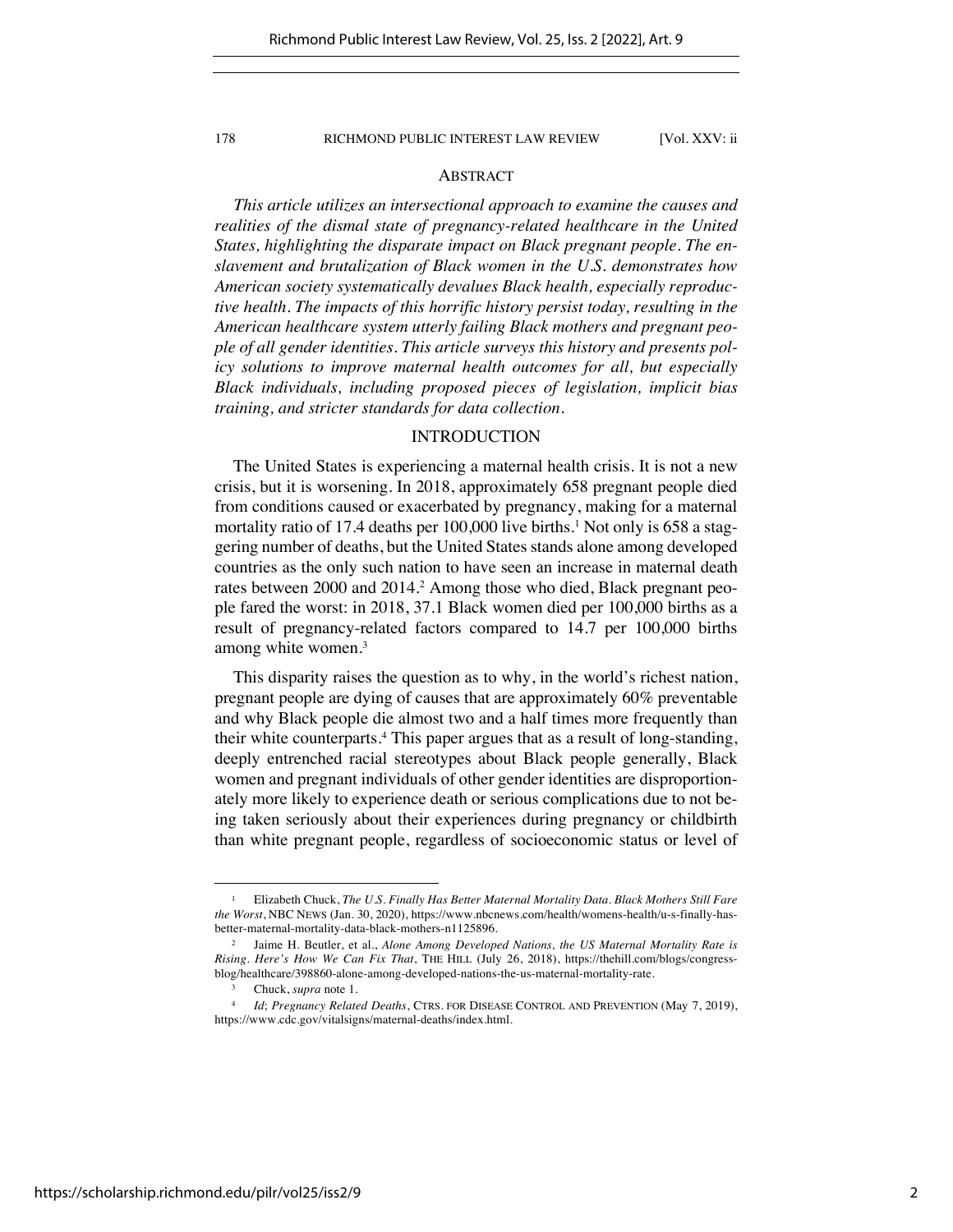## ABSTRACT

*This article utilizes an intersectional approach to examine the causes and realities of the dismal state of pregnancy-related healthcare in the United States, highlighting the disparate impact on Black pregnant people. The enslavement and brutalization of Black women in the U.S. demonstrates how American society systematically devalues Black health, especially reproductive health. The impacts of this horrific history persist today, resulting in the American healthcare system utterly failing Black mothers and pregnant people of all gender identities. This article surveys this history and presents policy solutions to improve maternal health outcomes for all, but especially Black individuals, including proposed pieces of legislation, implicit bias training, and stricter standards for data collection.*

## INTRODUCTION

The United States is experiencing a maternal health crisis. It is not a new crisis, but it is worsening. In 2018, approximately 658 pregnant people died from conditions caused or exacerbated by pregnancy, making for a maternal mortality ratio of 17.4 deaths per 100,000 live births.[1] Not only is 658 a staggering number of deaths, but the United States stands alone among developed countries as the only such nation to have seen an increase in maternal death rates between 2000 and 2014.[2] Among those who died, Black pregnant people fared the worst: in 2018, 37.1 Black women died per 100,000 births as a result of pregnancy-related factors compared to 14.7 per 100,000 births among white women.[3]

This disparity raises the question as to why, in the world's richest nation, pregnant people are dying of causes that are approximately 60% preventable and why Black people die almost two and a half times more frequently than their white counterparts.[4] This paper argues that as a result of long-standing, deeply entrenched racial stereotypes about Black people generally, Black women and pregnant individuals of other gender identities are disproportionately more likely to experience death or serious complications due to not being taken seriously about their experiences during pregnancy or childbirth than white pregnant people, regardless of socioeconomic status or level of

---

[1] Elizabeth Chuck, *The U.S. Finally Has Better Maternal Mortality Data. Black Mothers Still Fare the Worst*, NBC NEWS (Jan. 30, 2020), https://www.nbcnews.com/health/womens-health/u-s-finally-has-better-maternal-mortality-data-black-mothers-n1125896.

[2] Jaime H. Beutler, et al., *Alone Among Developed Nations, the US Maternal Mortality Rate is Rising. Here's How We Can Fix That*, THE HILL (July 26, 2018), https://thehill.com/blogs/congress-blog/healthcare/398860-alone-among-developed-nations-the-us-maternal-mortality-rate.

[3] Chuck, *supra* note 1.

[4] *Id*; *Pregnancy Related Deaths*, CTRS. FOR DISEASE CONTROL AND PREVENTION (May 7, 2019), https://www.cdc.gov/vitalsigns/maternal-deaths/index.html.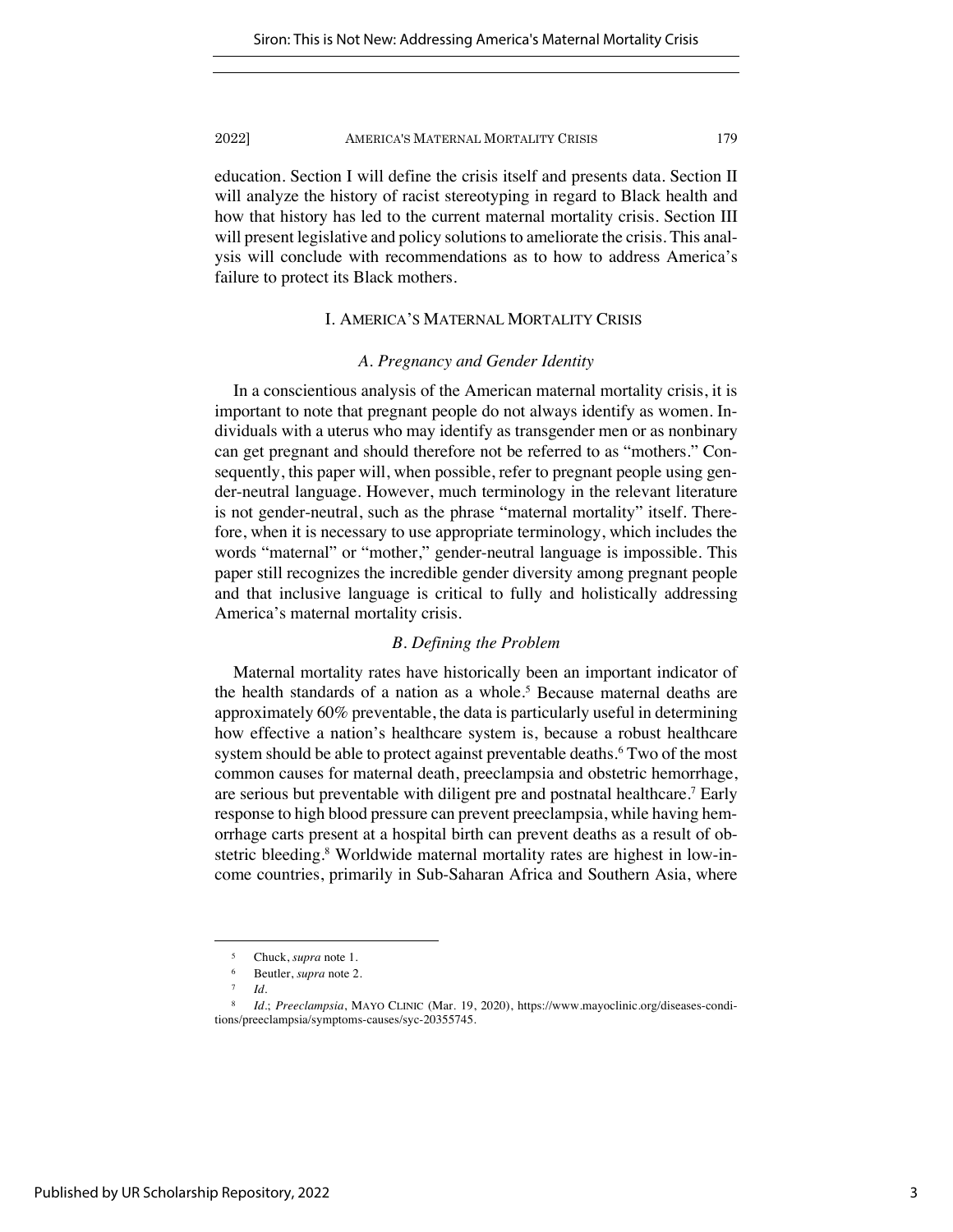education. Section I will define the crisis itself and presents data. Section II will analyze the history of racist stereotyping in regard to Black health and how that history has led to the current maternal mortality crisis. Section III will present legislative and policy solutions to ameliorate the crisis. This analysis will conclude with recommendations as to how to address America's failure to protect its Black mothers.

## I. AMERICA'S MATERNAL MORTALITY CRISIS

### *A. Pregnancy and Gender Identity*

In a conscientious analysis of the American maternal mortality crisis, it is important to note that pregnant people do not always identify as women. Individuals with a uterus who may identify as transgender men or as nonbinary can get pregnant and should therefore not be referred to as "mothers." Consequently, this paper will, when possible, refer to pregnant people using gender-neutral language. However, much terminology in the relevant literature is not gender-neutral, such as the phrase "maternal mortality" itself. Therefore, when it is necessary to use appropriate terminology, which includes the words "maternal" or "mother," gender-neutral language is impossible. This paper still recognizes the incredible gender diversity among pregnant people and that inclusive language is critical to fully and holistically addressing America's maternal mortality crisis.

### *B. Defining the Problem*

Maternal mortality rates have historically been an important indicator of the health standards of a nation as a whole.[5] Because maternal deaths are approximately 60% preventable, the data is particularly useful in determining how effective a nation's healthcare system is, because a robust healthcare system should be able to protect against preventable deaths.[6] Two of the most common causes for maternal death, preeclampsia and obstetric hemorrhage, are serious but preventable with diligent pre and postnatal healthcare.[7] Early response to high blood pressure can prevent preeclampsia, while having hemorrhage carts present at a hospital birth can prevent deaths as a result of obstetric bleeding.[8] Worldwide maternal mortality rates are highest in low-income countries, primarily in Sub-Saharan Africa and Southern Asia, where

---

[5] Chuck, *supra* note 1.

[6] Beutler, *supra* note 2.

[7] *Id.*

[8] *Id.*; *Preeclampsia*, MAYO CLINIC (Mar. 19, 2020), https://www.mayoclinic.org/diseases-conditions/preeclampsia/symptoms-causes/syc-20355745.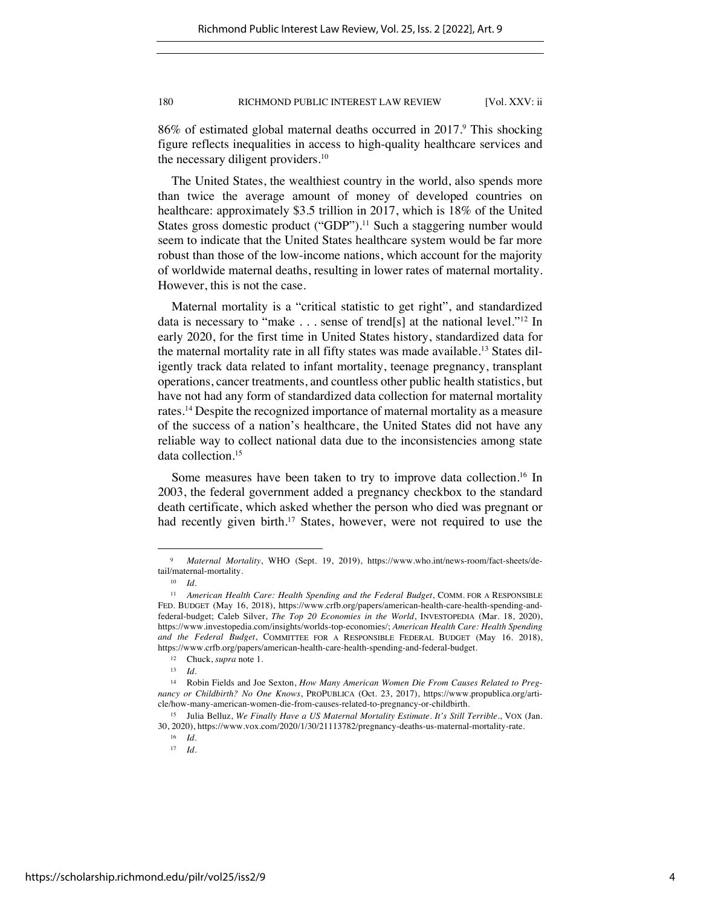86% of estimated global maternal deaths occurred in 2017.[9] This shocking figure reflects inequalities in access to high-quality healthcare services and the necessary diligent providers.[10]

The United States, the wealthiest country in the world, also spends more than twice the average amount of money of developed countries on healthcare: approximately $3.5 trillion in 2017, which is 18% of the United States gross domestic product ("GDP").[11] Such a staggering number would seem to indicate that the United States healthcare system would be far more robust than those of the low-income nations, which account for the majority of worldwide maternal deaths, resulting in lower rates of maternal mortality. However, this is not the case.

Maternal mortality is a "critical statistic to get right", and standardized data is necessary to "make . . . sense of trend[s] at the national level."[12] In early 2020, for the first time in United States history, standardized data for the maternal mortality rate in all fifty states was made available.[13] States diligently track data related to infant mortality, teenage pregnancy, transplant operations, cancer treatments, and countless other public health statistics, but have not had any form of standardized data collection for maternal mortality rates.[14] Despite the recognized importance of maternal mortality as a measure of the success of a nation's healthcare, the United States did not have any reliable way to collect national data due to the inconsistencies among state data collection.[15]

Some measures have been taken to try to improve data collection.[16] In 2003, the federal government added a pregnancy checkbox to the standard death certificate, which asked whether the person who died was pregnant or had recently given birth.[17] States, however, were not required to use the

---

[9] *Maternal Mortality*, WHO (Sept. 19, 2019), https://www.who.int/news-room/fact-sheets/detail/maternal-mortality.

[10] *Id.*

[11] *American Health Care: Health Spending and the Federal Budget*, COMM. FOR A RESPONSIBLE FED. BUDGET (May 16, 2018), https://www.crfb.org/papers/american-health-care-health-spending-and-federal-budget; Caleb Silver, *The Top 20 Economies in the World*, INVESTOPEDIA (Mar. 18, 2020), https://www.investopedia.com/insights/worlds-top-economies/; *American Health Care: Health Spending and the Federal Budget*, COMMITTEE FOR A RESPONSIBLE FEDERAL BUDGET (May 16. 2018), https://www.crfb.org/papers/american-health-care-health-spending-and-federal-budget.

[12] Chuck, *supra* note 1.

[13] *Id.*

[14] Robin Fields and Joe Sexton, *How Many American Women Die From Causes Related to Pregnancy or Childbirth? No One Knows*, PROPUBLICA (Oct. 23, 2017), https://www.propublica.org/article/how-many-american-women-die-from-causes-related-to-pregnancy-or-childbirth.

[15] Julia Belluz, *We Finally Have a US Maternal Mortality Estimate. It's Still Terrible.*, VOX (Jan. 30, 2020), https://www.vox.com/2020/1/30/21113782/pregnancy-deaths-us-maternal-mortality-rate.

[16] *Id.*

[17] *Id.*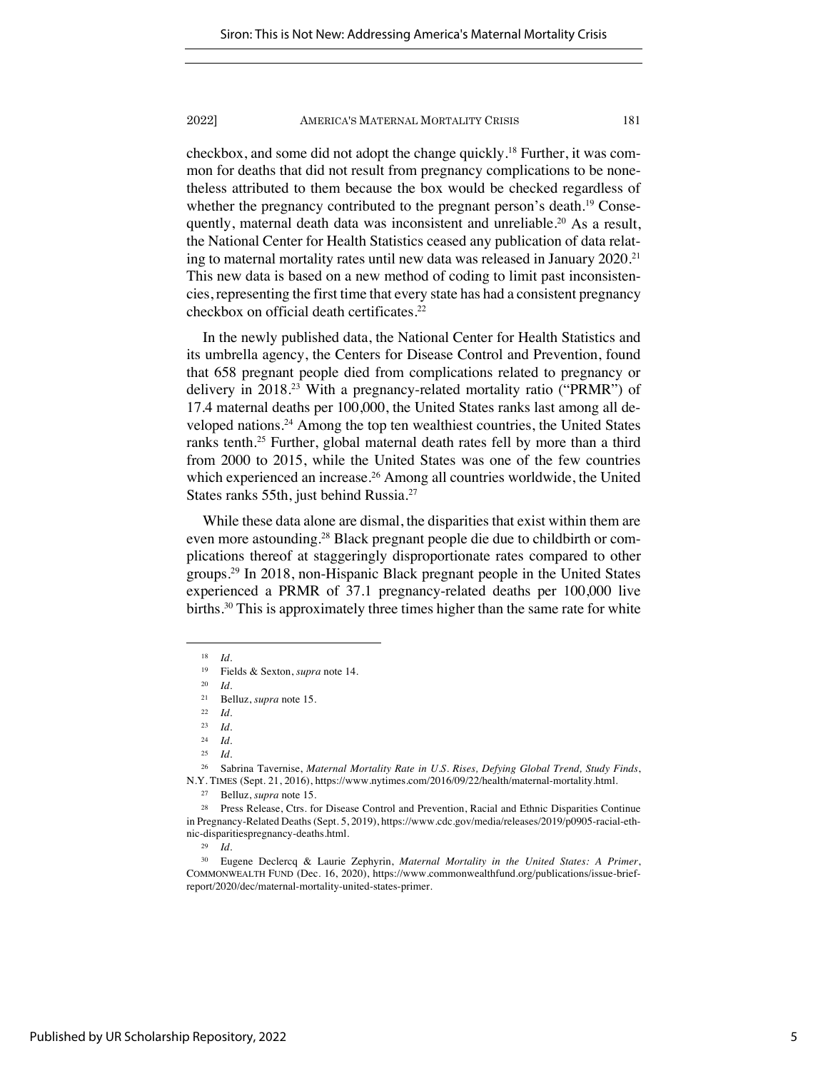checkbox, and some did not adopt the change quickly.[18] Further, it was common for deaths that did not result from pregnancy complications to be nonetheless attributed to them because the box would be checked regardless of whether the pregnancy contributed to the pregnant person's death.[19] Consequently, maternal death data was inconsistent and unreliable.[20] As a result, the National Center for Health Statistics ceased any publication of data relating to maternal mortality rates until new data was released in January 2020.[21] This new data is based on a new method of coding to limit past inconsistencies, representing the first time that every state has had a consistent pregnancy checkbox on official death certificates.[22]

In the newly published data, the National Center for Health Statistics and its umbrella agency, the Centers for Disease Control and Prevention, found that 658 pregnant people died from complications related to pregnancy or delivery in 2018.[23] With a pregnancy-related mortality ratio ("PRMR") of 17.4 maternal deaths per 100,000, the United States ranks last among all developed nations.[24] Among the top ten wealthiest countries, the United States ranks tenth.[25] Further, global maternal death rates fell by more than a third from 2000 to 2015, while the United States was one of the few countries which experienced an increase.[26] Among all countries worldwide, the United States ranks 55th, just behind Russia.[27]

While these data alone are dismal, the disparities that exist within them are even more astounding.[28] Black pregnant people die due to childbirth or complications thereof at staggeringly disproportionate rates compared to other groups.[29] In 2018, non-Hispanic Black pregnant people in the United States experienced a PRMR of 37.1 pregnancy-related deaths per 100,000 live births.[30] This is approximately three times higher than the same rate for white

---

[18] *Id.*

[19] Fields & Sexton, *supra* note 14.

[20] *Id.*

[21] Belluz, *supra* note 15.

[22] *Id.*

[23] *Id.*

[24] *Id.*

[25] *Id.*

[26] Sabrina Tavernise, *Maternal Mortality Rate in U.S. Rises, Defying Global Trend, Study Finds*, N.Y. TIMES (Sept. 21, 2016), https://www.nytimes.com/2016/09/22/health/maternal-mortality.html.

[27] Belluz, *supra* note 15.

[28] Press Release, Ctrs. for Disease Control and Prevention, Racial and Ethnic Disparities Continue in Pregnancy-Related Deaths (Sept. 5, 2019), https://www.cdc.gov/media/releases/2019/p0905-racial-ethnic-disparitiespregnancy-deaths.html.

[29] *Id.*

[30] Eugene Declercq & Laurie Zephyrin, *Maternal Mortality in the United States: A Primer*, COMMONWEALTH FUND (Dec. 16, 2020), https://www.commonwealthfund.org/publications/issue-brief-report/2020/dec/maternal-mortality-united-states-primer.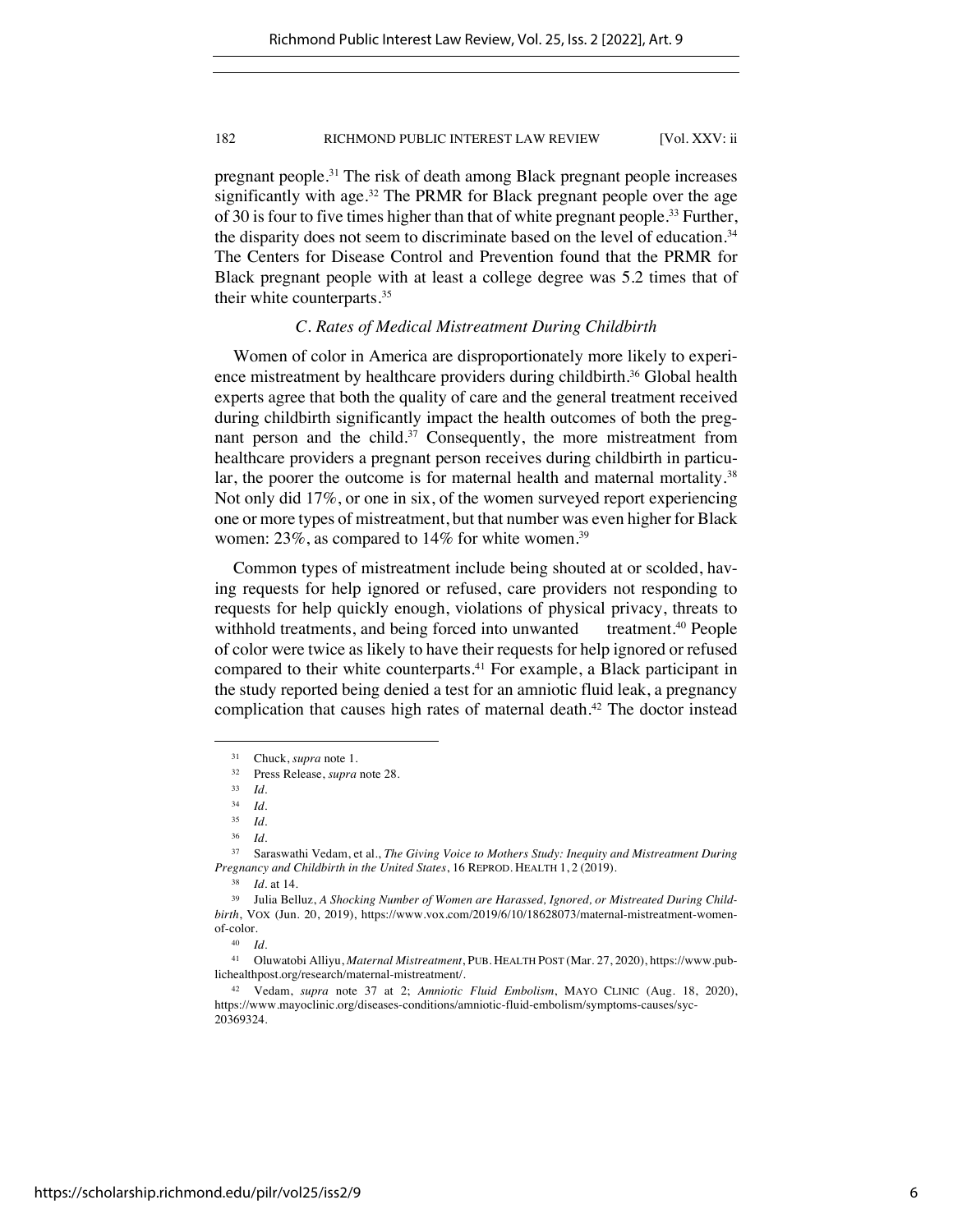pregnant people.[31] The risk of death among Black pregnant people increases significantly with age.[32] The PRMR for Black pregnant people over the age of 30 is four to five times higher than that of white pregnant people.[33] Further, the disparity does not seem to discriminate based on the level of education.[34] The Centers for Disease Control and Prevention found that the PRMR for Black pregnant people with at least a college degree was 5.2 times that of their white counterparts.[35]

### *C. Rates of Medical Mistreatment During Childbirth*

Women of color in America are disproportionately more likely to experience mistreatment by healthcare providers during childbirth.[36] Global health experts agree that both the quality of care and the general treatment received during childbirth significantly impact the health outcomes of both the pregnant person and the child.[37] Consequently, the more mistreatment from healthcare providers a pregnant person receives during childbirth in particular, the poorer the outcome is for maternal health and maternal mortality.[38] Not only did 17%, or one in six, of the women surveyed report experiencing one or more types of mistreatment, but that number was even higher for Black women: 23%, as compared to 14% for white women.[39]

Common types of mistreatment include being shouted at or scolded, having requests for help ignored or refused, care providers not responding to requests for help quickly enough, violations of physical privacy, threats to withhold treatments, and being forced into unwanted treatment.[40] People of color were twice as likely to have their requests for help ignored or refused compared to their white counterparts.[41] For example, a Black participant in the study reported being denied a test for an amniotic fluid leak, a pregnancy complication that causes high rates of maternal death.[42] The doctor instead

---

[31] Chuck, *supra* note 1.

[32] Press Release, *supra* note 28.

[33] *Id.*

[34] *Id.*

[35] *Id.*

[36] *Id.*

[37] Saraswathi Vedam, et al., *The Giving Voice to Mothers Study: Inequity and Mistreatment During Pregnancy and Childbirth in the United States*, 16 REPROD. HEALTH 1, 2 (2019).

[38] *Id.* at 14.

[39] Julia Belluz, *A Shocking Number of Women are Harassed, Ignored, or Mistreated During Childbirth*, VOX (Jun. 20, 2019), https://www.vox.com/2019/6/10/18628073/maternal-mistreatment-women-of-color.

[40] *Id.*

[41] Oluwatobi Alliyu, *Maternal Mistreatment*, PUB. HEALTH POST (Mar. 27, 2020), https://www.publichealthpost.org/research/maternal-mistreatment/.

[42] Vedam, *supra* note 37 at 2; *Amniotic Fluid Embolism*, MAYO CLINIC (Aug. 18, 2020), https://www.mayoclinic.org/diseases-conditions/amniotic-fluid-embolism/symptoms-causes/syc-20369324.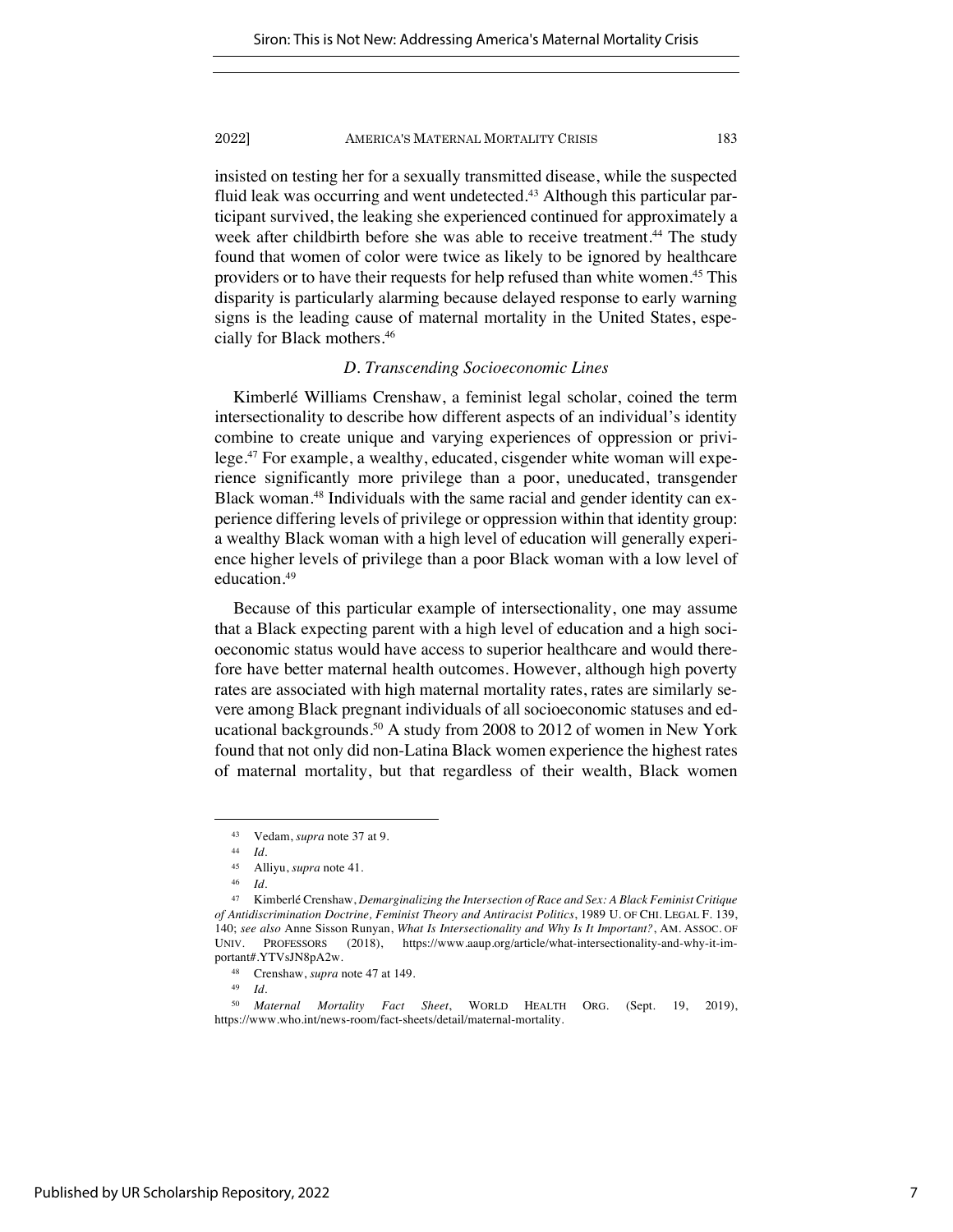insisted on testing her for a sexually transmitted disease, while the suspected fluid leak was occurring and went undetected.[43] Although this particular participant survived, the leaking she experienced continued for approximately a week after childbirth before she was able to receive treatment.[44] The study found that women of color were twice as likely to be ignored by healthcare providers or to have their requests for help refused than white women.[45] This disparity is particularly alarming because delayed response to early warning signs is the leading cause of maternal mortality in the United States, especially for Black mothers.[46]

### *D. Transcending Socioeconomic Lines*

Kimberlé Williams Crenshaw, a feminist legal scholar, coined the term intersectionality to describe how different aspects of an individual's identity combine to create unique and varying experiences of oppression or privilege.[47] For example, a wealthy, educated, cisgender white woman will experience significantly more privilege than a poor, uneducated, transgender Black woman.[48] Individuals with the same racial and gender identity can experience differing levels of privilege or oppression within that identity group: a wealthy Black woman with a high level of education will generally experience higher levels of privilege than a poor Black woman with a low level of education.[49]

Because of this particular example of intersectionality, one may assume that a Black expecting parent with a high level of education and a high socioeconomic status would have access to superior healthcare and would therefore have better maternal health outcomes. However, although high poverty rates are associated with high maternal mortality rates, rates are similarly severe among Black pregnant individuals of all socioeconomic statuses and educational backgrounds.[50] A study from 2008 to 2012 of women in New York found that not only did non-Latina Black women experience the highest rates of maternal mortality, but that regardless of their wealth, Black women

---

[43] Vedam, *supra* note 37 at 9.

[44] *Id.*

[45] Alliyu, *supra* note 41.

[46] *Id.*

[47] Kimberlé Crenshaw, *Demarginalizing the Intersection of Race and Sex: A Black Feminist Critique of Antidiscrimination Doctrine, Feminist Theory and Antiracist Politics*, 1989 U. OF CHI. LEGAL F. 139, 140; *see also* Anne Sisson Runyan, *What Is Intersectionality and Why Is It Important?*, AM. ASSOC. OF UNIV. PROFESSORS (2018), https://www.aaup.org/article/what-intersectionality-and-why-it-important#.YTVsJN8pA2w.

[48] Crenshaw, *supra* note 47 at 149.

[49] *Id.*

[50] *Maternal Mortality Fact Sheet*, WORLD HEALTH ORG. (Sept. 19, 2019), https://www.who.int/news-room/fact-sheets/detail/maternal-mortality.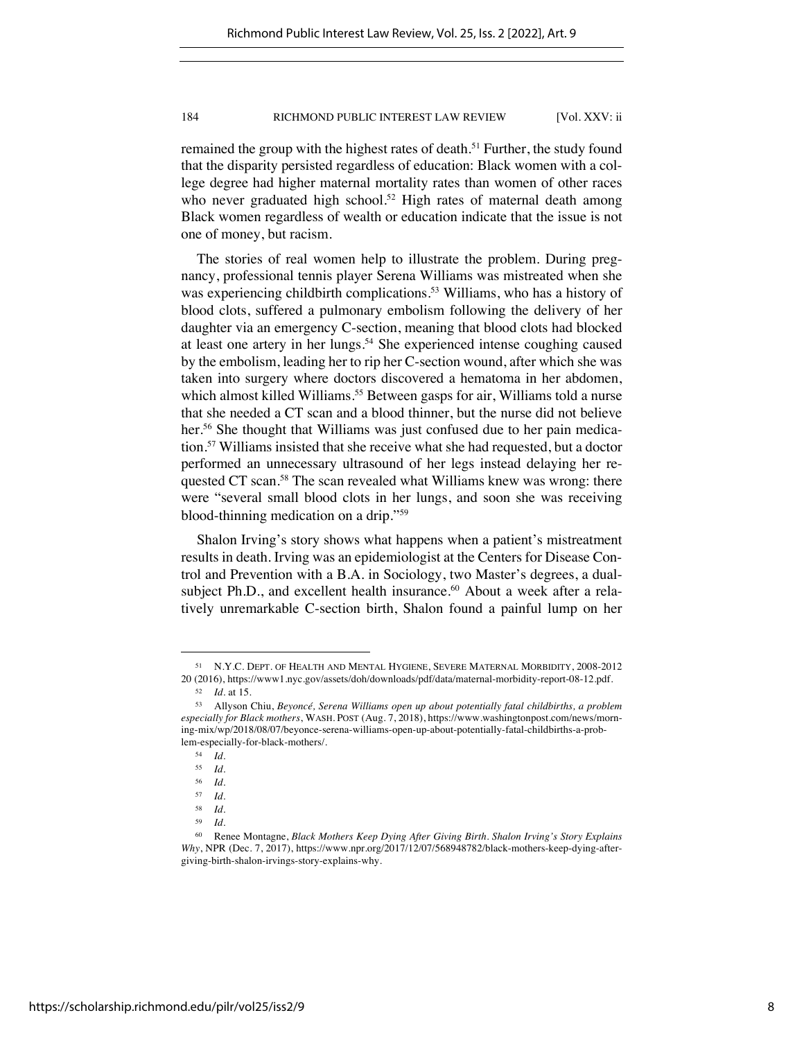remained the group with the highest rates of death.[51] Further, the study found that the disparity persisted regardless of education: Black women with a college degree had higher maternal mortality rates than women of other races who never graduated high school.[52] High rates of maternal death among Black women regardless of wealth or education indicate that the issue is not one of money, but racism.

The stories of real women help to illustrate the problem. During pregnancy, professional tennis player Serena Williams was mistreated when she was experiencing childbirth complications.[53] Williams, who has a history of blood clots, suffered a pulmonary embolism following the delivery of her daughter via an emergency C-section, meaning that blood clots had blocked at least one artery in her lungs.[54] She experienced intense coughing caused by the embolism, leading her to rip her C-section wound, after which she was taken into surgery where doctors discovered a hematoma in her abdomen, which almost killed Williams.[55] Between gasps for air, Williams told a nurse that she needed a CT scan and a blood thinner, but the nurse did not believe her.[56] She thought that Williams was just confused due to her pain medication.[57] Williams insisted that she receive what she had requested, but a doctor performed an unnecessary ultrasound of her legs instead delaying her requested CT scan.[58] The scan revealed what Williams knew was wrong: there were "several small blood clots in her lungs, and soon she was receiving blood-thinning medication on a drip."[59]

Shalon Irving's story shows what happens when a patient's mistreatment results in death. Irving was an epidemiologist at the Centers for Disease Control and Prevention with a B.A. in Sociology, two Master's degrees, a dual-subject Ph.D., and excellent health insurance.[60] About a week after a relatively unremarkable C-section birth, Shalon found a painful lump on her

---

[51] N.Y.C. DEPT. OF HEALTH AND MENTAL HYGIENE, SEVERE MATERNAL MORBIDITY, 2008-2012 20 (2016), https://www1.nyc.gov/assets/doh/downloads/pdf/data/maternal-morbidity-report-08-12.pdf.

[52] *Id.* at 15.

[53] Allyson Chiu, *Beyoncé, Serena Williams open up about potentially fatal childbirths, a problem especially for Black mothers*, WASH. POST (Aug. 7, 2018), https://www.washingtonpost.com/news/morning-mix/wp/2018/08/07/beyonce-serena-williams-open-up-about-potentially-fatal-childbirths-a-problem-especially-for-black-mothers/.

[54] *Id.*

[55] *Id.*

[56] *Id.*

[57] *Id.*

[58] *Id.*

[59] *Id.*

[60] Renee Montagne, *Black Mothers Keep Dying After Giving Birth. Shalon Irving's Story Explains Why*, NPR (Dec. 7, 2017), https://www.npr.org/2017/12/07/568948782/black-mothers-keep-dying-after-giving-birth-shalon-irvings-story-explains-why.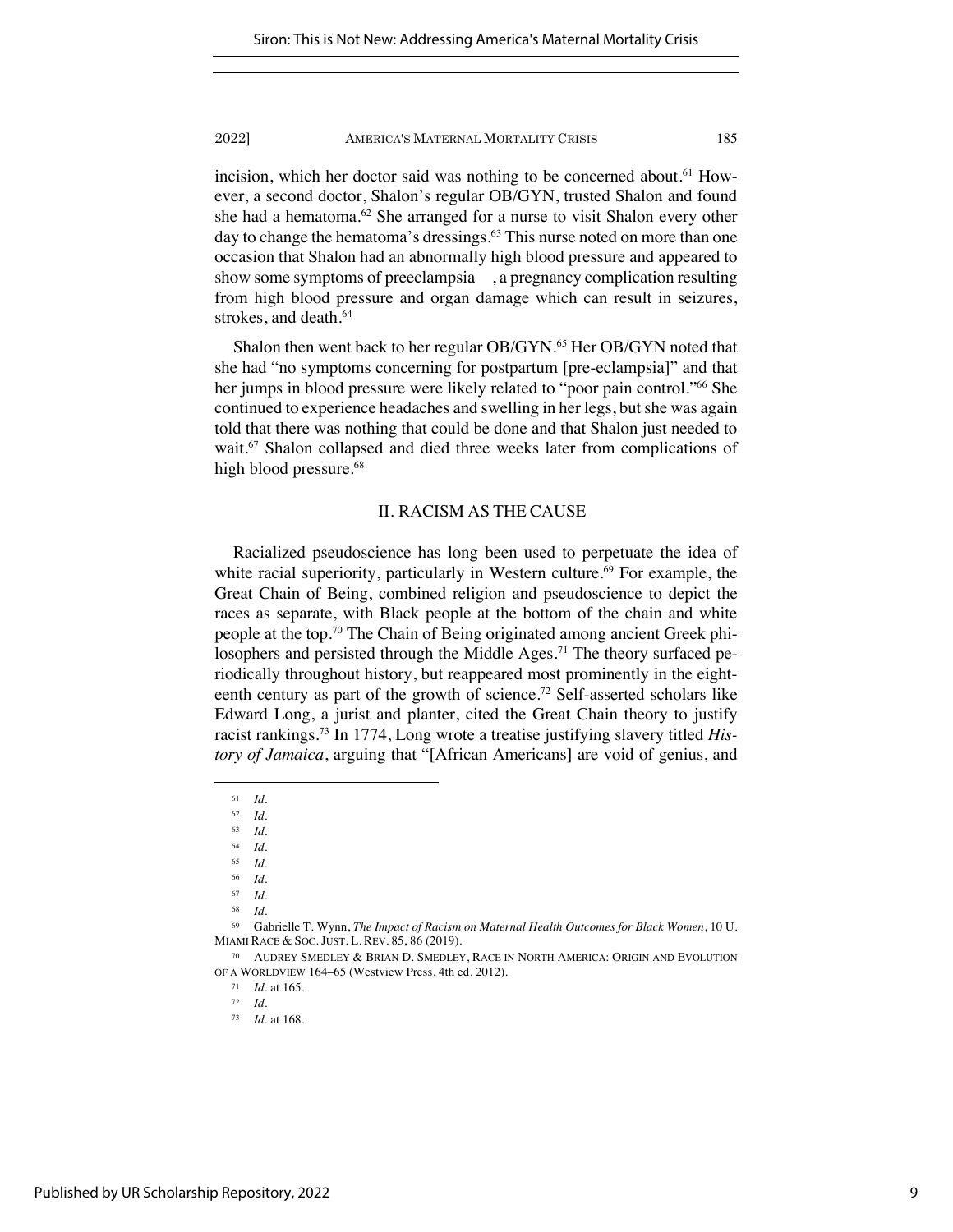incision, which her doctor said was nothing to be concerned about.[61] However, a second doctor, Shalon's regular OB/GYN, trusted Shalon and found she had a hematoma.[62] She arranged for a nurse to visit Shalon every other day to change the hematoma's dressings.[63] This nurse noted on more than one occasion that Shalon had an abnormally high blood pressure and appeared to show some symptoms of preeclampsia , a pregnancy complication resulting from high blood pressure and organ damage which can result in seizures, strokes, and death.[64]

Shalon then went back to her regular OB/GYN.[65] Her OB/GYN noted that she had "no symptoms concerning for postpartum [pre-eclampsia]" and that her jumps in blood pressure were likely related to "poor pain control."[66] She continued to experience headaches and swelling in her legs, but she was again told that there was nothing that could be done and that Shalon just needed to wait.[67] Shalon collapsed and died three weeks later from complications of high blood pressure.[68]

## II. RACISM AS THE CAUSE

Racialized pseudoscience has long been used to perpetuate the idea of white racial superiority, particularly in Western culture.[69] For example, the Great Chain of Being, combined religion and pseudoscience to depict the races as separate, with Black people at the bottom of the chain and white people at the top.[70] The Chain of Being originated among ancient Greek philosophers and persisted through the Middle Ages.[71] The theory surfaced periodically throughout history, but reappeared most prominently in the eighteenth century as part of the growth of science.[72] Self-asserted scholars like Edward Long, a jurist and planter, cited the Great Chain theory to justify racist rankings.[73] In 1774, Long wrote a treatise justifying slavery titled *History of Jamaica*, arguing that "[African Americans] are void of genius, and

---

[61] *Id.*

[62] *Id.*

[63] *Id.*

[64] *Id.*

[65] *Id.*

[66] *Id.*

[67] *Id.*

[68] *Id.*

[69] Gabrielle T. Wynn, *The Impact of Racism on Maternal Health Outcomes for Black Women*, 10 U. MIAMI RACE & SOC. JUST. L. REV. 85, 86 (2019).

[70] AUDREY SMEDLEY & BRIAN D. SMEDLEY, RACE IN NORTH AMERICA: ORIGIN AND EVOLUTION OF A WORLDVIEW 164–65 (Westview Press, 4th ed. 2012).

[71] *Id.* at 165.

[72] *Id.*

[73] *Id.* at 168.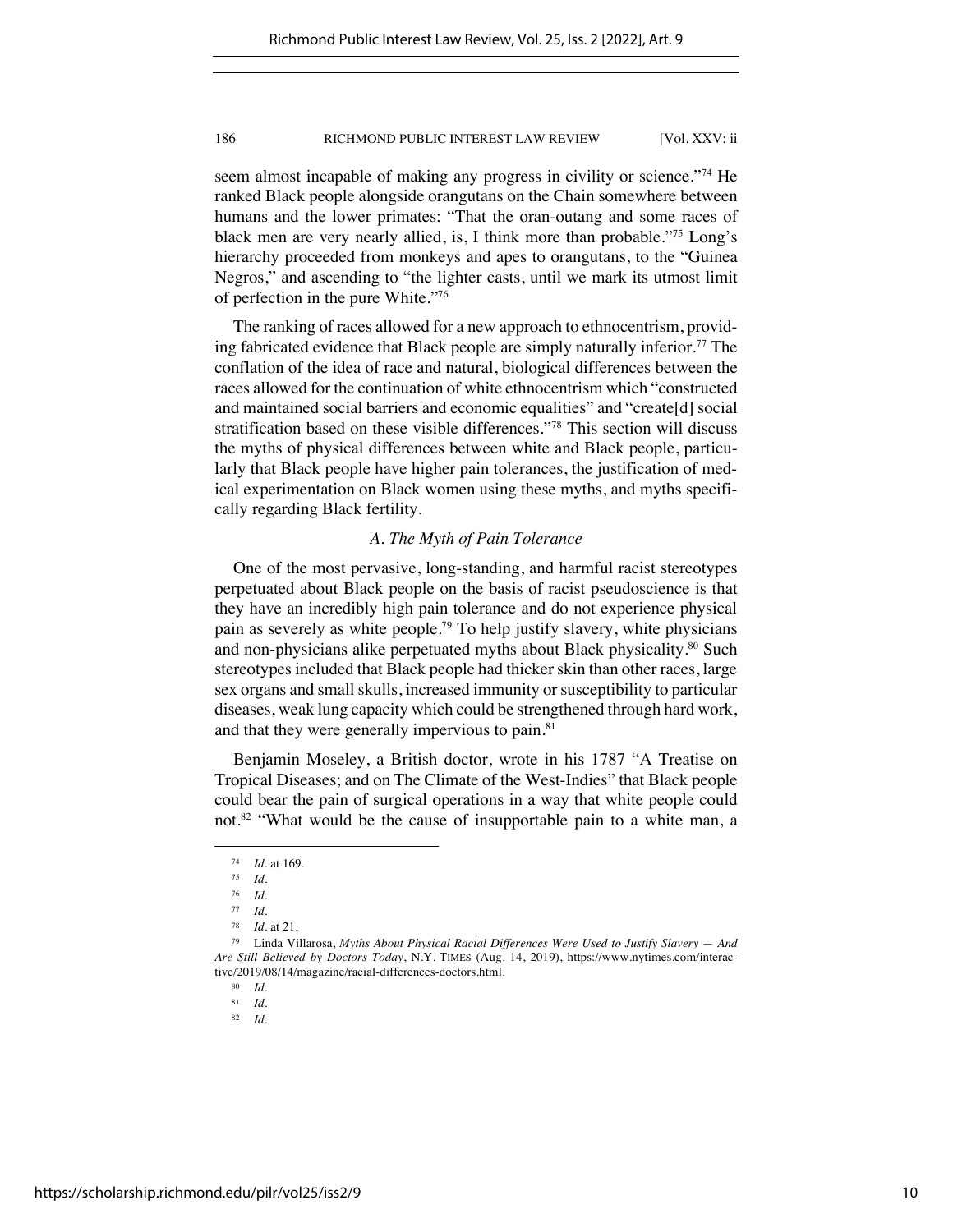seem almost incapable of making any progress in civility or science."[74] He ranked Black people alongside orangutans on the Chain somewhere between humans and the lower primates: "That the oran-outang and some races of black men are very nearly allied, is, I think more than probable."[75] Long's hierarchy proceeded from monkeys and apes to orangutans, to the "Guinea Negros," and ascending to "the lighter casts, until we mark its utmost limit of perfection in the pure White."[76]

The ranking of races allowed for a new approach to ethnocentrism, providing fabricated evidence that Black people are simply naturally inferior.[77] The conflation of the idea of race and natural, biological differences between the races allowed for the continuation of white ethnocentrism which "constructed and maintained social barriers and economic equalities" and "create[d] social stratification based on these visible differences."[78] This section will discuss the myths of physical differences between white and Black people, particularly that Black people have higher pain tolerances, the justification of medical experimentation on Black women using these myths, and myths specifically regarding Black fertility.

### *A. The Myth of Pain Tolerance*

One of the most pervasive, long-standing, and harmful racist stereotypes perpetuated about Black people on the basis of racist pseudoscience is that they have an incredibly high pain tolerance and do not experience physical pain as severely as white people.[79] To help justify slavery, white physicians and non-physicians alike perpetuated myths about Black physicality.[80] Such stereotypes included that Black people had thicker skin than other races, large sex organs and small skulls, increased immunity or susceptibility to particular diseases, weak lung capacity which could be strengthened through hard work, and that they were generally impervious to pain.[81]

Benjamin Moseley, a British doctor, wrote in his 1787 "A Treatise on Tropical Diseases; and on The Climate of the West-Indies" that Black people could bear the pain of surgical operations in a way that white people could not.[82] "What would be the cause of insupportable pain to a white man, a

---

[74] *Id.* at 169.

[75] *Id.*

[76] *Id.*

[77] *Id.*

[78] *Id.* at 21.

[79] Linda Villarosa, *Myths About Physical Racial Differences Were Used to Justify Slavery — And Are Still Believed by Doctors Today*, N.Y. TIMES (Aug. 14, 2019), https://www.nytimes.com/interactive/2019/08/14/magazine/racial-differences-doctors.html.

[80] *Id.*

[81] *Id.*

[82] *Id.*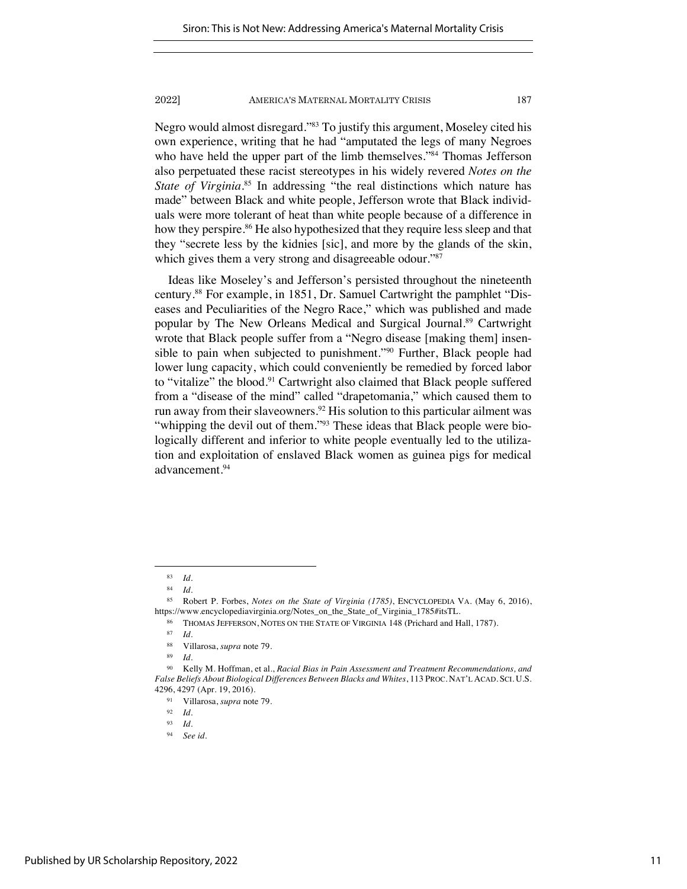Negro would almost disregard."[83] To justify this argument, Moseley cited his own experience, writing that he had "amputated the legs of many Negroes who have held the upper part of the limb themselves."[84] Thomas Jefferson also perpetuated these racist stereotypes in his widely revered *Notes on the State of Virginia*.[85] In addressing "the real distinctions which nature has made" between Black and white people, Jefferson wrote that Black individuals were more tolerant of heat than white people because of a difference in how they perspire.[86] He also hypothesized that they require less sleep and that they "secrete less by the kidnies [sic], and more by the glands of the skin, which gives them a very strong and disagreeable odour."[87]

Ideas like Moseley's and Jefferson's persisted throughout the nineteenth century.[88] For example, in 1851, Dr. Samuel Cartwright the pamphlet "Diseases and Peculiarities of the Negro Race," which was published and made popular by The New Orleans Medical and Surgical Journal.[89] Cartwright wrote that Black people suffer from a "Negro disease [making them] insensible to pain when subjected to punishment."[90] Further, Black people had lower lung capacity, which could conveniently be remedied by forced labor to "vitalize" the blood.[91] Cartwright also claimed that Black people suffered from a "disease of the mind" called "drapetomania," which caused them to run away from their slaveowners.[92] His solution to this particular ailment was "whipping the devil out of them."[93] These ideas that Black people were biologically different and inferior to white people eventually led to the utilization and exploitation of enslaved Black women as guinea pigs for medical advancement.[94]

---

[83] *Id.*

[84] *Id.*

[85] Robert P. Forbes, *Notes on the State of Virginia (1785)*, ENCYCLOPEDIA VA. (May 6, 2016), https://www.encyclopediavirginia.org/Notes_on_the_State_of_Virginia_1785#itsTL.

[86] THOMAS JEFFERSON, NOTES ON THE STATE OF VIRGINIA 148 (Prichard and Hall, 1787).

[87] *Id.*

[88] Villarosa, *supra* note 79.

[89] *Id.*

[90] Kelly M. Hoffman, et al., *Racial Bias in Pain Assessment and Treatment Recommendations, and False Beliefs About Biological Differences Between Blacks and Whites*, 113 PROC. NAT'L ACAD. SCI. U.S. 4296, 4297 (Apr. 19, 2016).

[91] Villarosa, *supra* note 79.

[92] *Id.*

[93] *Id.*

[94] *See id.*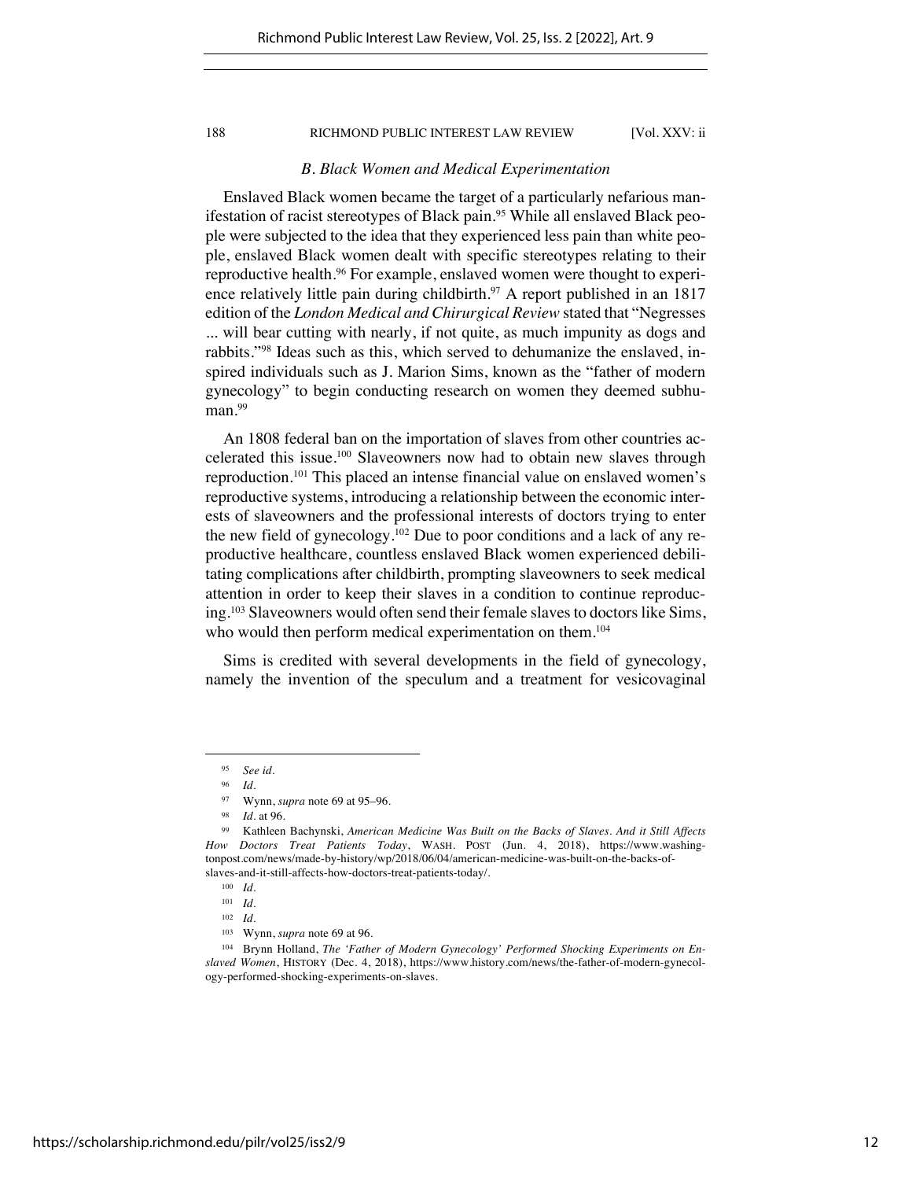### *B. Black Women and Medical Experimentation*

Enslaved Black women became the target of a particularly nefarious manifestation of racist stereotypes of Black pain.[95] While all enslaved Black people were subjected to the idea that they experienced less pain than white people, enslaved Black women dealt with specific stereotypes relating to their reproductive health.[96] For example, enslaved women were thought to experience relatively little pain during childbirth.[97] A report published in an 1817 edition of the *London Medical and Chirurgical Review* stated that "Negresses ... will bear cutting with nearly, if not quite, as much impunity as dogs and rabbits."[98] Ideas such as this, which served to dehumanize the enslaved, inspired individuals such as J. Marion Sims, known as the "father of modern gynecology" to begin conducting research on women they deemed subhuman.[99]

An 1808 federal ban on the importation of slaves from other countries accelerated this issue.[100] Slaveowners now had to obtain new slaves through reproduction.[101] This placed an intense financial value on enslaved women's reproductive systems, introducing a relationship between the economic interests of slaveowners and the professional interests of doctors trying to enter the new field of gynecology.[102] Due to poor conditions and a lack of any reproductive healthcare, countless enslaved Black women experienced debilitating complications after childbirth, prompting slaveowners to seek medical attention in order to keep their slaves in a condition to continue reproducing.[103] Slaveowners would often send their female slaves to doctors like Sims, who would then perform medical experimentation on them.[104]

Sims is credited with several developments in the field of gynecology, namely the invention of the speculum and a treatment for vesicovaginal

---

[95] *See id.*

[96] *Id.*

[97] Wynn, *supra* note 69 at 95–96.

[98] *Id.* at 96.

[99] Kathleen Bachynski, *American Medicine Was Built on the Backs of Slaves. And it Still Affects How Doctors Treat Patients Today*, WASH. POST (Jun. 4, 2018), https://www.washingtonpost.com/news/made-by-history/wp/2018/06/04/american-medicine-was-built-on-the-backs-of-slaves-and-it-still-affects-how-doctors-treat-patients-today/.

[100] *Id.*

[101] *Id.*

[102] *Id.*

[103] Wynn, *supra* note 69 at 96.

[104] Brynn Holland, *The 'Father of Modern Gynecology' Performed Shocking Experiments on Enslaved Women*, HISTORY (Dec. 4, 2018), https://www.history.com/news/the-father-of-modern-gynecology-performed-shocking-experiments-on-slaves.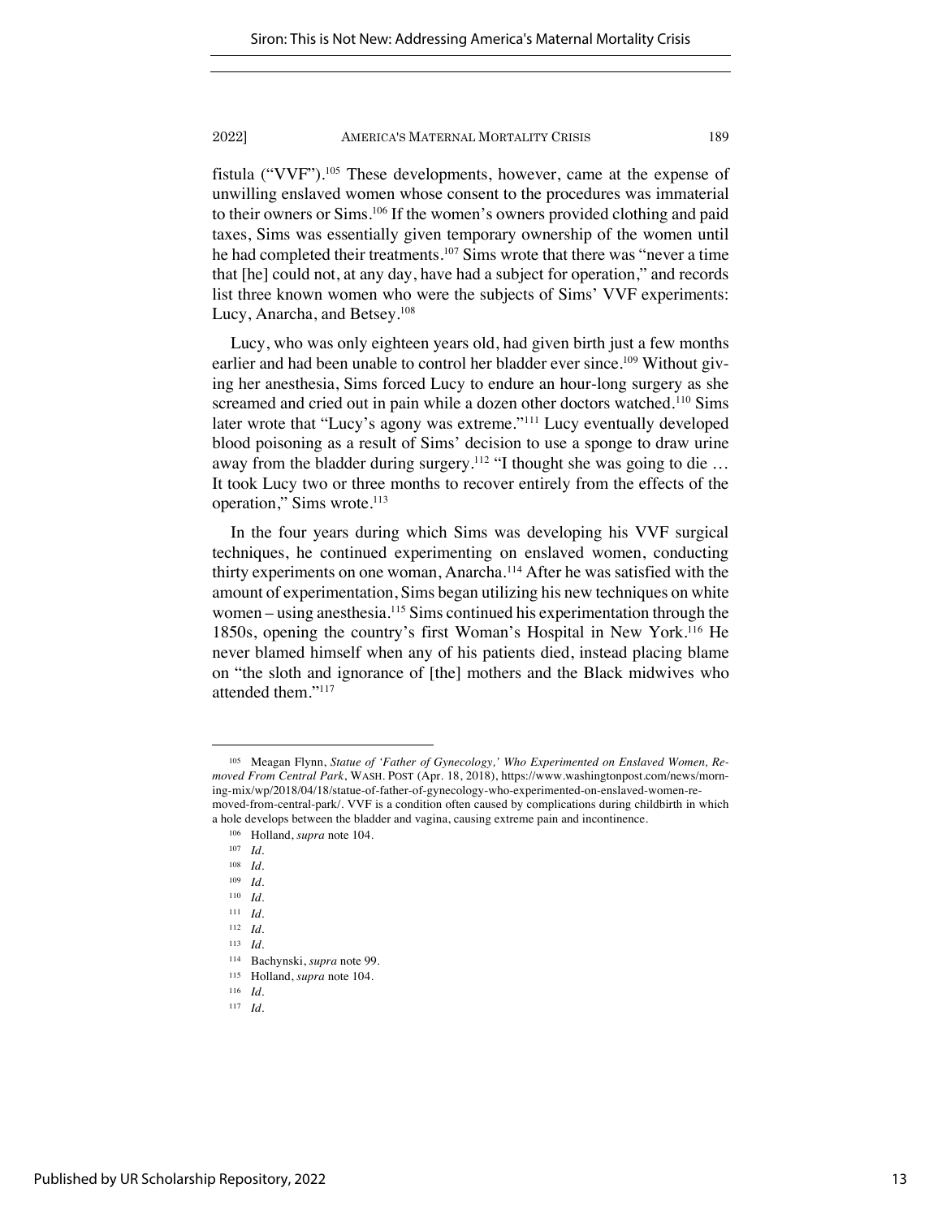fistula ("VVF").[105] These developments, however, came at the expense of unwilling enslaved women whose consent to the procedures was immaterial to their owners or Sims.[106] If the women's owners provided clothing and paid taxes, Sims was essentially given temporary ownership of the women until he had completed their treatments.[107] Sims wrote that there was "never a time that [he] could not, at any day, have had a subject for operation," and records list three known women who were the subjects of Sims' VVF experiments: Lucy, Anarcha, and Betsey.[108]

Lucy, who was only eighteen years old, had given birth just a few months earlier and had been unable to control her bladder ever since.[109] Without giving her anesthesia, Sims forced Lucy to endure an hour-long surgery as she screamed and cried out in pain while a dozen other doctors watched.[110] Sims later wrote that "Lucy's agony was extreme."[111] Lucy eventually developed blood poisoning as a result of Sims' decision to use a sponge to draw urine away from the bladder during surgery.[112] "I thought she was going to die … It took Lucy two or three months to recover entirely from the effects of the operation," Sims wrote.[113]

In the four years during which Sims was developing his VVF surgical techniques, he continued experimenting on enslaved women, conducting thirty experiments on one woman, Anarcha.[114] After he was satisfied with the amount of experimentation, Sims began utilizing his new techniques on white women – using anesthesia.[115] Sims continued his experimentation through the 1850s, opening the country's first Woman's Hospital in New York.[116] He never blamed himself when any of his patients died, instead placing blame on "the sloth and ignorance of [the] mothers and the Black midwives who attended them."[117]

---

[105] Meagan Flynn, *Statue of 'Father of Gynecology,' Who Experimented on Enslaved Women, Removed From Central Park*, WASH. POST (Apr. 18, 2018), https://www.washingtonpost.com/news/morning-mix/wp/2018/04/18/statue-of-father-of-gynecology-who-experimented-on-enslaved-women-removed-from-central-park/. VVF is a condition often caused by complications during childbirth in which a hole develops between the bladder and vagina, causing extreme pain and incontinence.

[106] Holland, *supra* note 104.

[107] *Id.*

[108] *Id.*

[109] *Id.*

[110] *Id.*

[111] *Id.*

[112] *Id.*

[113] *Id.*

[114] Bachynski, *supra* note 99.

[115] Holland, *supra* note 104.

[116] *Id.*

[117] *Id.*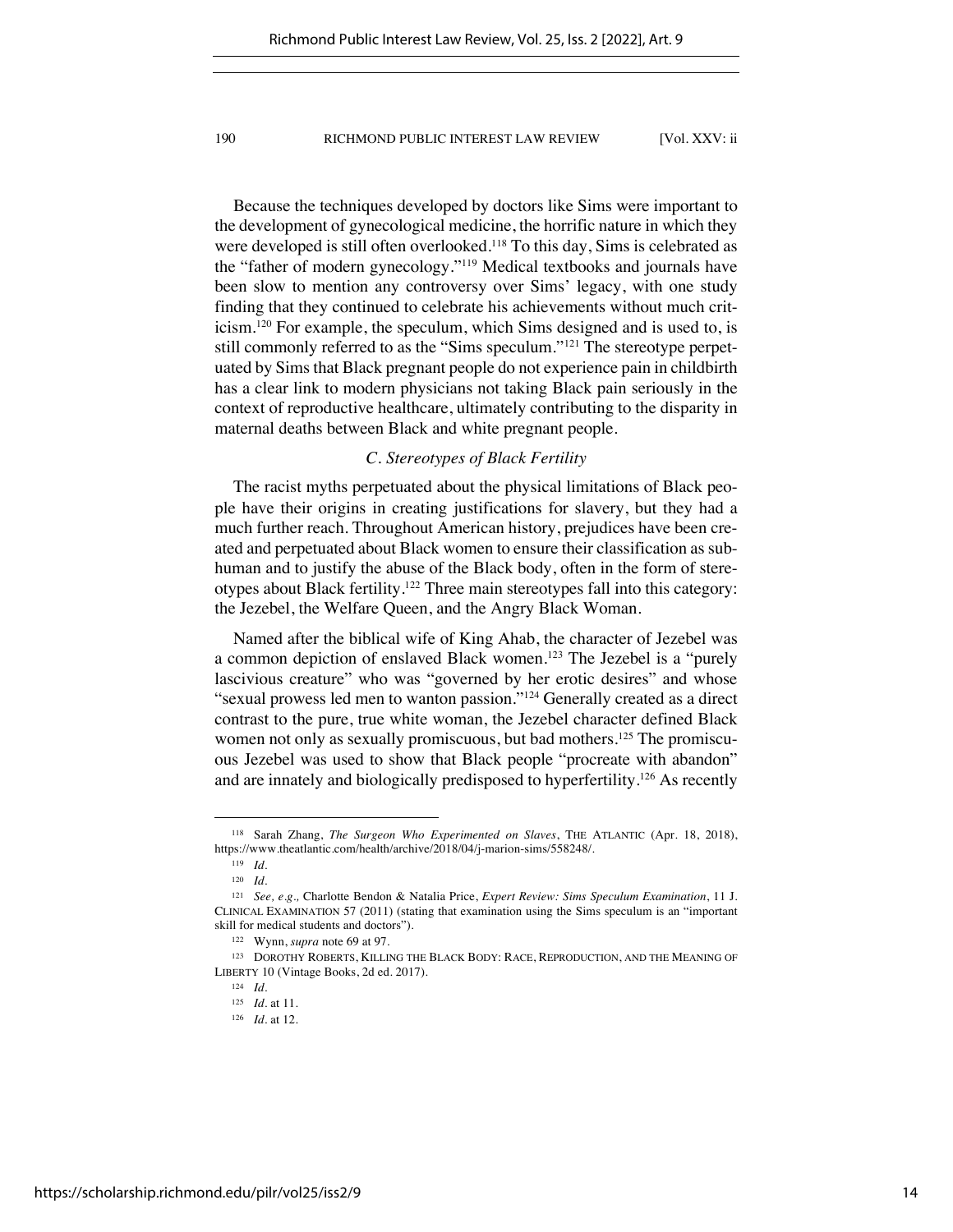Because the techniques developed by doctors like Sims were important to the development of gynecological medicine, the horrific nature in which they were developed is still often overlooked.[118] To this day, Sims is celebrated as the "father of modern gynecology."[119] Medical textbooks and journals have been slow to mention any controversy over Sims' legacy, with one study finding that they continued to celebrate his achievements without much criticism.[120] For example, the speculum, which Sims designed and is used to, is still commonly referred to as the "Sims speculum."[121] The stereotype perpetuated by Sims that Black pregnant people do not experience pain in childbirth has a clear link to modern physicians not taking Black pain seriously in the context of reproductive healthcare, ultimately contributing to the disparity in maternal deaths between Black and white pregnant people.

### *C. Stereotypes of Black Fertility*

The racist myths perpetuated about the physical limitations of Black people have their origins in creating justifications for slavery, but they had a much further reach. Throughout American history, prejudices have been created and perpetuated about Black women to ensure their classification as subhuman and to justify the abuse of the Black body, often in the form of stereotypes about Black fertility.[122] Three main stereotypes fall into this category: the Jezebel, the Welfare Queen, and the Angry Black Woman.

Named after the biblical wife of King Ahab, the character of Jezebel was a common depiction of enslaved Black women.[123] The Jezebel is a "purely lascivious creature" who was "governed by her erotic desires" and whose "sexual prowess led men to wanton passion."[124] Generally created as a direct contrast to the pure, true white woman, the Jezebel character defined Black women not only as sexually promiscuous, but bad mothers.[125] The promiscuous Jezebel was used to show that Black people "procreate with abandon" and are innately and biologically predisposed to hyperfertility.[126] As recently

---

[118] Sarah Zhang, *The Surgeon Who Experimented on Slaves*, THE ATLANTIC (Apr. 18, 2018), https://www.theatlantic.com/health/archive/2018/04/j-marion-sims/558248/.

[119] *Id.*

[120] *Id.*

[121] *See, e.g.,* Charlotte Bendon & Natalia Price, *Expert Review: Sims Speculum Examination*, 11 J. CLINICAL EXAMINATION 57 (2011) (stating that examination using the Sims speculum is an "important skill for medical students and doctors").

[122] Wynn, *supra* note 69 at 97.

[123] DOROTHY ROBERTS, KILLING THE BLACK BODY: RACE, REPRODUCTION, AND THE MEANING OF LIBERTY 10 (Vintage Books, 2d ed. 2017).

[124] *Id.*

[125] *Id.* at 11.

[126] *Id.* at 12.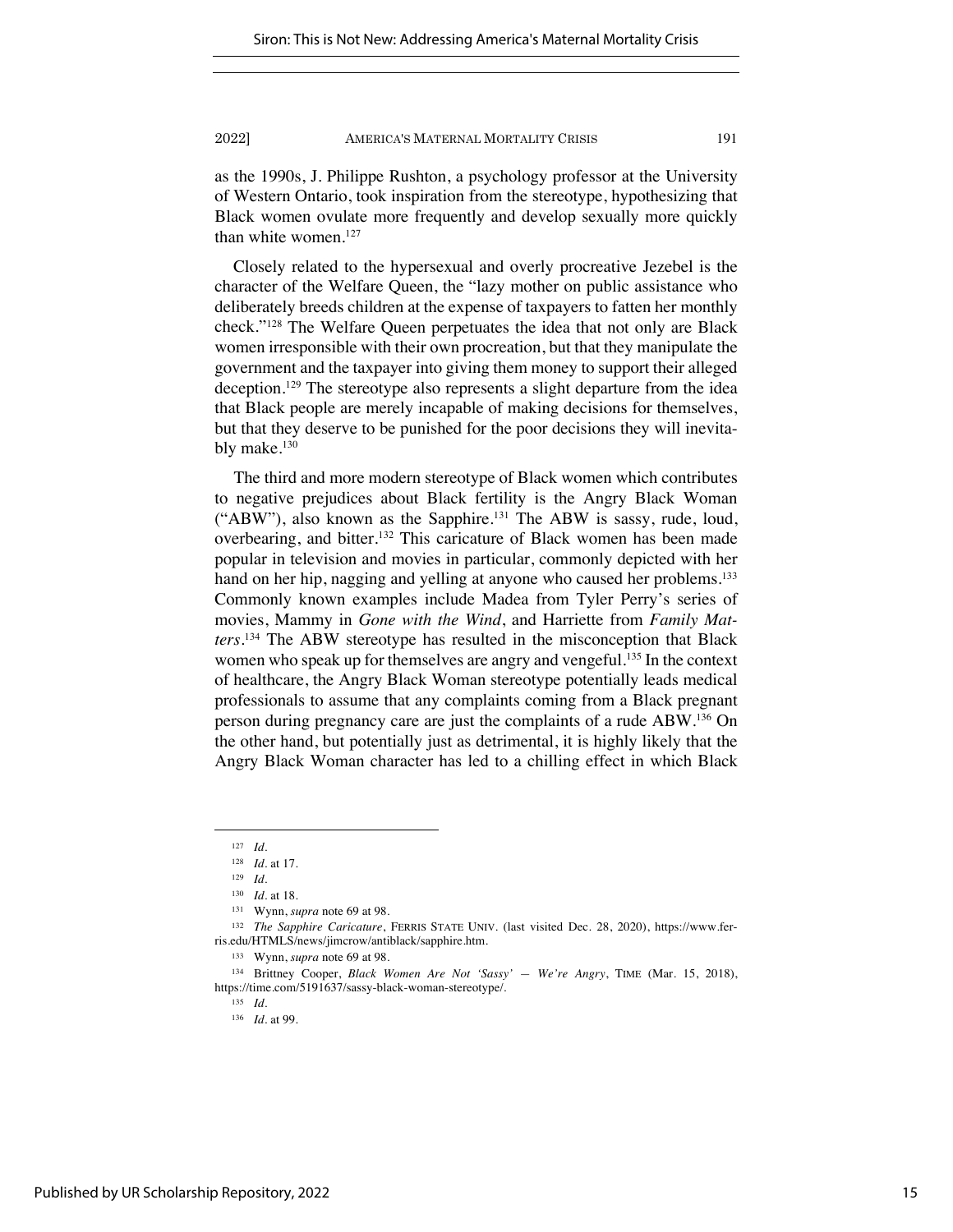as the 1990s, J. Philippe Rushton, a psychology professor at the University of Western Ontario, took inspiration from the stereotype, hypothesizing that Black women ovulate more frequently and develop sexually more quickly than white women.[127]

Closely related to the hypersexual and overly procreative Jezebel is the character of the Welfare Queen, the "lazy mother on public assistance who deliberately breeds children at the expense of taxpayers to fatten her monthly check."[128] The Welfare Queen perpetuates the idea that not only are Black women irresponsible with their own procreation, but that they manipulate the government and the taxpayer into giving them money to support their alleged deception.[129] The stereotype also represents a slight departure from the idea that Black people are merely incapable of making decisions for themselves, but that they deserve to be punished for the poor decisions they will inevitably make.[130]

The third and more modern stereotype of Black women which contributes to negative prejudices about Black fertility is the Angry Black Woman ("ABW"), also known as the Sapphire.[131] The ABW is sassy, rude, loud, overbearing, and bitter.[132] This caricature of Black women has been made popular in television and movies in particular, commonly depicted with her hand on her hip, nagging and yelling at anyone who caused her problems.[133] Commonly known examples include Madea from Tyler Perry's series of movies, Mammy in *Gone with the Wind*, and Harriette from *Family Matters*.[134] The ABW stereotype has resulted in the misconception that Black women who speak up for themselves are angry and vengeful.[135] In the context of healthcare, the Angry Black Woman stereotype potentially leads medical professionals to assume that any complaints coming from a Black pregnant person during pregnancy care are just the complaints of a rude ABW.[136] On the other hand, but potentially just as detrimental, it is highly likely that the Angry Black Woman character has led to a chilling effect in which Black

---

[127] *Id.*

[128] *Id.* at 17.

[129] *Id.*

[130] *Id.* at 18.

[131] Wynn, *supra* note 69 at 98.

[132] *The Sapphire Caricature*, FERRIS STATE UNIV. (last visited Dec. 28, 2020), https://www.ferris.edu/HTMLS/news/jimcrow/antiblack/sapphire.htm.

[133] Wynn, *supra* note 69 at 98.

[134] Brittney Cooper, *Black Women Are Not 'Sassy' — We're Angry*, TIME (Mar. 15, 2018), https://time.com/5191637/sassy-black-woman-stereotype/.

[135] *Id.*

[136] *Id.* at 99.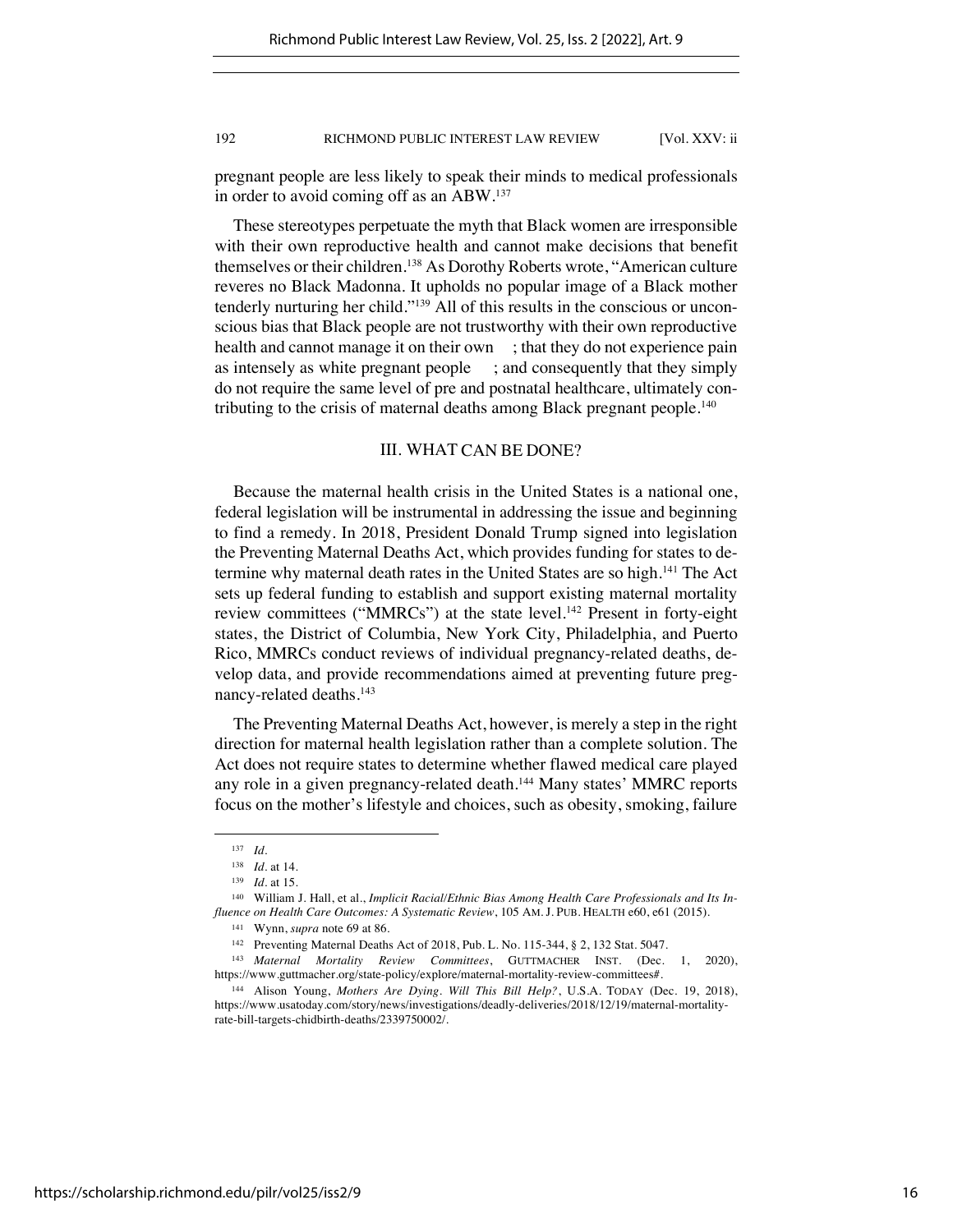pregnant people are less likely to speak their minds to medical professionals in order to avoid coming off as an ABW.[137]

These stereotypes perpetuate the myth that Black women are irresponsible with their own reproductive health and cannot make decisions that benefit themselves or their children.[138] As Dorothy Roberts wrote, "American culture reveres no Black Madonna. It upholds no popular image of a Black mother tenderly nurturing her child."[139] All of this results in the conscious or unconscious bias that Black people are not trustworthy with their own reproductive health and cannot manage it on their own ; that they do not experience pain as intensely as white pregnant people ; and consequently that they simply do not require the same level of pre and postnatal healthcare, ultimately contributing to the crisis of maternal deaths among Black pregnant people.[140]

## III. WHAT CAN BE DONE?

Because the maternal health crisis in the United States is a national one, federal legislation will be instrumental in addressing the issue and beginning to find a remedy. In 2018, President Donald Trump signed into legislation the Preventing Maternal Deaths Act, which provides funding for states to determine why maternal death rates in the United States are so high.[141] The Act sets up federal funding to establish and support existing maternal mortality review committees ("MMRCs") at the state level.[142] Present in forty-eight states, the District of Columbia, New York City, Philadelphia, and Puerto Rico, MMRCs conduct reviews of individual pregnancy-related deaths, develop data, and provide recommendations aimed at preventing future pregnancy-related deaths.[143]

The Preventing Maternal Deaths Act, however, is merely a step in the right direction for maternal health legislation rather than a complete solution. The Act does not require states to determine whether flawed medical care played any role in a given pregnancy-related death.[144] Many states' MMRC reports focus on the mother's lifestyle and choices, such as obesity, smoking, failure

---

[137] *Id.*

[138] *Id.* at 14.

[139] *Id.* at 15.

[140] William J. Hall, et al., *Implicit Racial/Ethnic Bias Among Health Care Professionals and Its Influence on Health Care Outcomes: A Systematic Review*, 105 AM. J. PUB. HEALTH e60, e61 (2015).

[141] Wynn, *supra* note 69 at 86.

[142] Preventing Maternal Deaths Act of 2018, Pub. L. No. 115-344, § 2, 132 Stat. 5047.

[143] *Maternal Mortality Review Committees*, GUTTMACHER INST. (Dec. 1, 2020), https://www.guttmacher.org/state-policy/explore/maternal-mortality-review-committees#.

[144] Alison Young, *Mothers Are Dying. Will This Bill Help?*, U.S.A. TODAY (Dec. 19, 2018), https://www.usatoday.com/story/news/investigations/deadly-deliveries/2018/12/19/maternal-mortality-rate-bill-targets-chidbirth-deaths/2339750002/.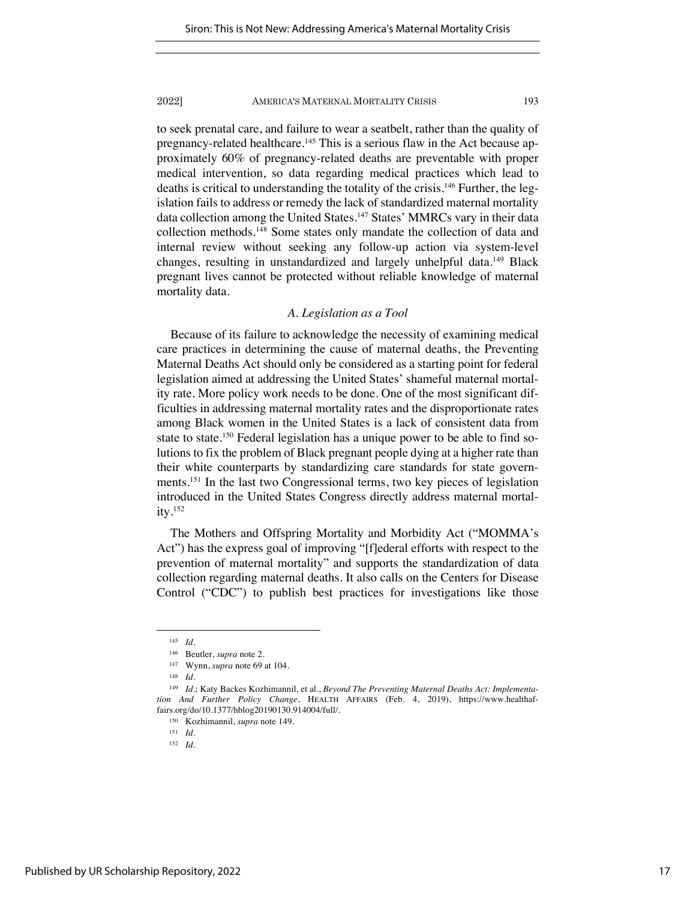to seek prenatal care, and failure to wear a seatbelt, rather than the quality of pregnancy-related healthcare.[145] This is a serious flaw in the Act because approximately 60% of pregnancy-related deaths are preventable with proper medical intervention, so data regarding medical practices which lead to deaths is critical to understanding the totality of the crisis.[146] Further, the legislation fails to address or remedy the lack of standardized maternal mortality data collection among the United States.[147] States' MMRCs vary in their data collection methods.[148] Some states only mandate the collection of data and internal review without seeking any follow-up action via system-level changes, resulting in unstandardized and largely unhelpful data.[149] Black pregnant lives cannot be protected without reliable knowledge of maternal mortality data.

### *A. Legislation as a Tool*

Because of its failure to acknowledge the necessity of examining medical care practices in determining the cause of maternal deaths, the Preventing Maternal Deaths Act should only be considered as a starting point for federal legislation aimed at addressing the United States' shameful maternal mortality rate. More policy work needs to be done. One of the most significant difficulties in addressing maternal mortality rates and the disproportionate rates among Black women in the United States is a lack of consistent data from state to state.[150] Federal legislation has a unique power to be able to find solutions to fix the problem of Black pregnant people dying at a higher rate than their white counterparts by standardizing care standards for state governments.[151] In the last two Congressional terms, two key pieces of legislation introduced in the United States Congress directly address maternal mortality.[152]

The Mothers and Offspring Mortality and Morbidity Act ("MOMMA's Act") has the express goal of improving "[f]ederal efforts with respect to the prevention of maternal mortality" and supports the standardization of data collection regarding maternal deaths. It also calls on the Centers for Disease Control ("CDC") to publish best practices for investigations like those

---

145 *Id.*

146 Beutler, *supra* note 2.

147 Wynn, *supra* note 69 at 104.

148 *Id.*

149 *Id.*; Katy Backes Kozhimannil, et al., *Beyond The Preventing Maternal Deaths Act: Implementation And Further Policy Change*, HEALTH AFFAIRS (Feb. 4, 2019), https://www.healthaffairs.org/do/10.1377/hblog20190130.914004/full/.

150 Kozhimannil, *supra* note 149.

151 *Id.*

152 *Id.*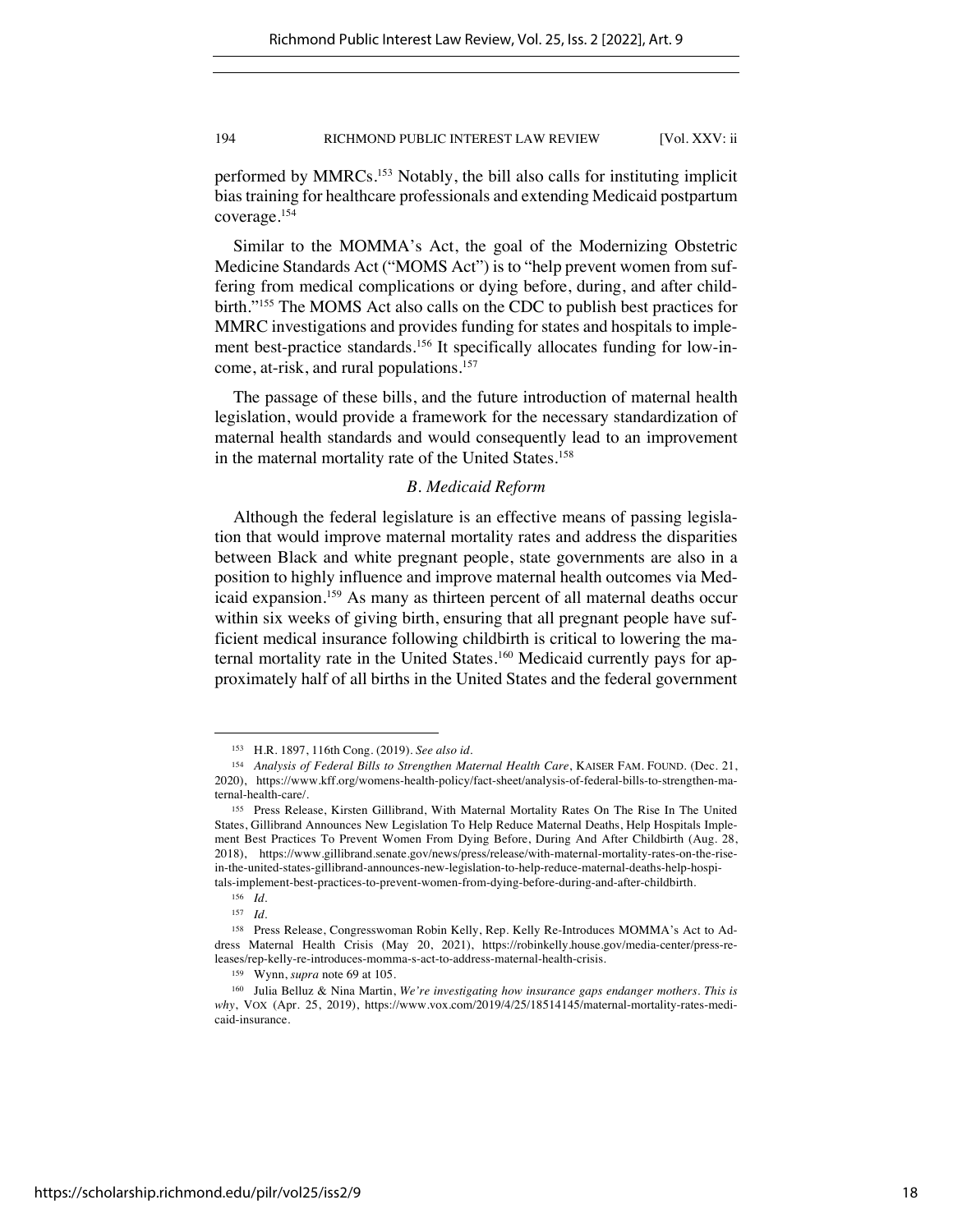performed by MMRCs.[153] Notably, the bill also calls for instituting implicit bias training for healthcare professionals and extending Medicaid postpartum coverage.[154]

Similar to the MOMMA's Act, the goal of the Modernizing Obstetric Medicine Standards Act ("MOMS Act") is to "help prevent women from suffering from medical complications or dying before, during, and after childbirth."[155] The MOMS Act also calls on the CDC to publish best practices for MMRC investigations and provides funding for states and hospitals to implement best-practice standards.[156] It specifically allocates funding for low-income, at-risk, and rural populations.[157]

The passage of these bills, and the future introduction of maternal health legislation, would provide a framework for the necessary standardization of maternal health standards and would consequently lead to an improvement in the maternal mortality rate of the United States.[158]

### *B. Medicaid Reform*

Although the federal legislature is an effective means of passing legislation that would improve maternal mortality rates and address the disparities between Black and white pregnant people, state governments are also in a position to highly influence and improve maternal health outcomes via Medicaid expansion.[159] As many as thirteen percent of all maternal deaths occur within six weeks of giving birth, ensuring that all pregnant people have sufficient medical insurance following childbirth is critical to lowering the maternal mortality rate in the United States.[160] Medicaid currently pays for approximately half of all births in the United States and the federal government

---

[153] H.R. 1897, 116th Cong. (2019). *See also id.*

[154] *Analysis of Federal Bills to Strengthen Maternal Health Care*, KAISER FAM. FOUND. (Dec. 21, 2020), https://www.kff.org/womens-health-policy/fact-sheet/analysis-of-federal-bills-to-strengthen-maternal-health-care/.

[155] Press Release, Kirsten Gillibrand, With Maternal Mortality Rates On The Rise In The United States, Gillibrand Announces New Legislation To Help Reduce Maternal Deaths, Help Hospitals Implement Best Practices To Prevent Women From Dying Before, During And After Childbirth (Aug. 28, 2018), https://www.gillibrand.senate.gov/news/press/release/with-maternal-mortality-rates-on-the-rise-in-the-united-states-gillibrand-announces-new-legislation-to-help-reduce-maternal-deaths-help-hospitals-implement-best-practices-to-prevent-women-from-dying-before-during-and-after-childbirth.

[156] *Id.*

[157] *Id.*

[158] Press Release, Congresswoman Robin Kelly, Rep. Kelly Re-Introduces MOMMA's Act to Address Maternal Health Crisis (May 20, 2021), https://robinkelly.house.gov/media-center/press-releases/rep-kelly-re-introduces-momma-s-act-to-address-maternal-health-crisis.

[159] Wynn, *supra* note 69 at 105.

[160] Julia Belluz & Nina Martin, *We're investigating how insurance gaps endanger mothers. This is why*, VOX (Apr. 25, 2019), https://www.vox.com/2019/4/25/18514145/maternal-mortality-rates-medicaid-insurance.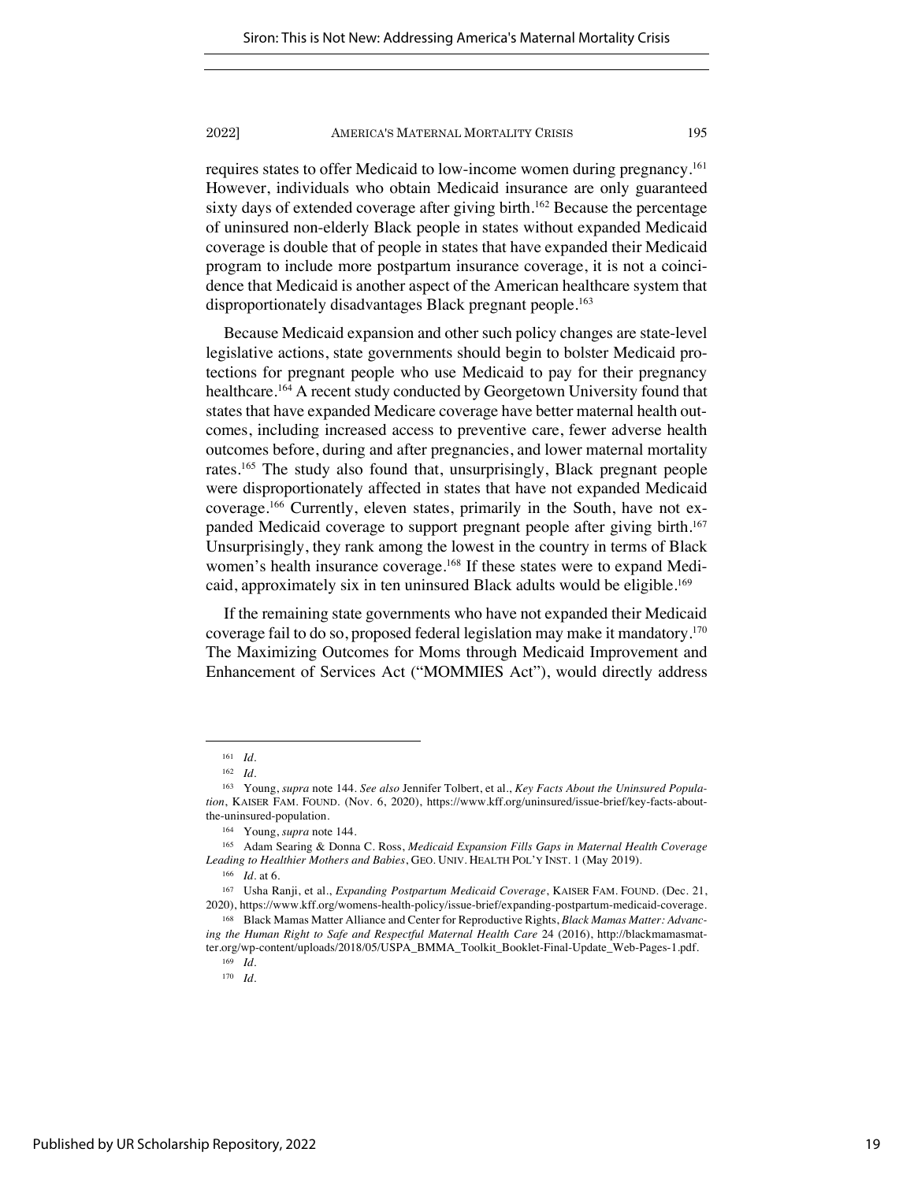requires states to offer Medicaid to low-income women during pregnancy.[161] However, individuals who obtain Medicaid insurance are only guaranteed sixty days of extended coverage after giving birth.[162] Because the percentage of uninsured non-elderly Black people in states without expanded Medicaid coverage is double that of people in states that have expanded their Medicaid program to include more postpartum insurance coverage, it is not a coincidence that Medicaid is another aspect of the American healthcare system that disproportionately disadvantages Black pregnant people.[163]

Because Medicaid expansion and other such policy changes are state-level legislative actions, state governments should begin to bolster Medicaid protections for pregnant people who use Medicaid to pay for their pregnancy healthcare.[164] A recent study conducted by Georgetown University found that states that have expanded Medicare coverage have better maternal health outcomes, including increased access to preventive care, fewer adverse health outcomes before, during and after pregnancies, and lower maternal mortality rates.[165] The study also found that, unsurprisingly, Black pregnant people were disproportionately affected in states that have not expanded Medicaid coverage.[166] Currently, eleven states, primarily in the South, have not expanded Medicaid coverage to support pregnant people after giving birth.[167] Unsurprisingly, they rank among the lowest in the country in terms of Black women's health insurance coverage.[168] If these states were to expand Medicaid, approximately six in ten uninsured Black adults would be eligible.[169]

If the remaining state governments who have not expanded their Medicaid coverage fail to do so, proposed federal legislation may make it mandatory.[170] The Maximizing Outcomes for Moms through Medicaid Improvement and Enhancement of Services Act ("MOMMIES Act"), would directly address

---

[161] *Id.*

[162] *Id.*

[163] Young, *supra* note 144. *See also* Jennifer Tolbert, et al., *Key Facts About the Uninsured Population*, KAISER FAM. FOUND. (Nov. 6, 2020), https://www.kff.org/uninsured/issue-brief/key-facts-about-the-uninsured-population.

[164] Young, *supra* note 144.

[165] Adam Searing & Donna C. Ross, *Medicaid Expansion Fills Gaps in Maternal Health Coverage Leading to Healthier Mothers and Babies*, GEO. UNIV. HEALTH POL'Y INST. 1 (May 2019).

[166] *Id.* at 6.

[167] Usha Ranji, et al., *Expanding Postpartum Medicaid Coverage*, KAISER FAM. FOUND. (Dec. 21, 2020), https://www.kff.org/womens-health-policy/issue-brief/expanding-postpartum-medicaid-coverage.

[168] Black Mamas Matter Alliance and Center for Reproductive Rights, *Black Mamas Matter: Advancing the Human Right to Safe and Respectful Maternal Health Care* 24 (2016), http://blackmamasmatter.org/wp-content/uploads/2018/05/USPA_BMMA_Toolkit_Booklet-Final-Update_Web-Pages-1.pdf.

[169] *Id.*

[170] *Id.*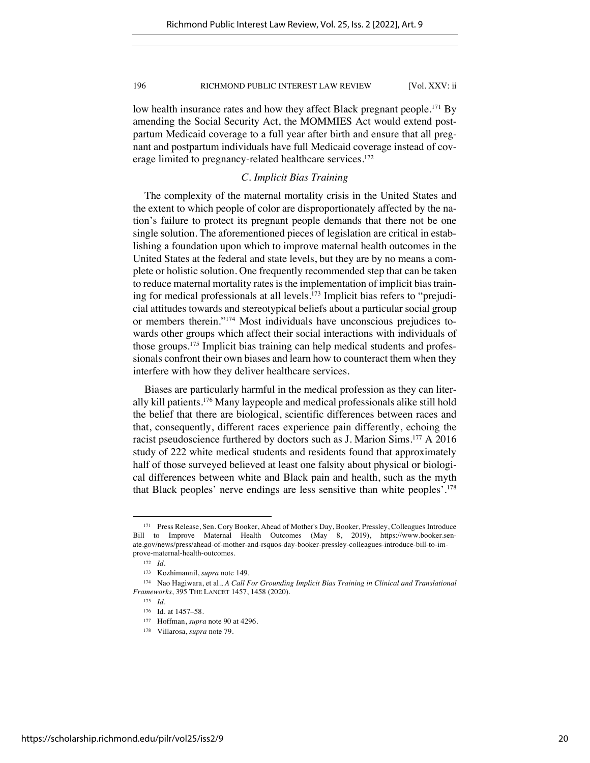low health insurance rates and how they affect Black pregnant people.[171] By amending the Social Security Act, the MOMMIES Act would extend post-partum Medicaid coverage to a full year after birth and ensure that all pregnant and postpartum individuals have full Medicaid coverage instead of coverage limited to pregnancy-related healthcare services.[172]

### *C. Implicit Bias Training*

The complexity of the maternal mortality crisis in the United States and the extent to which people of color are disproportionately affected by the nation's failure to protect its pregnant people demands that there not be one single solution. The aforementioned pieces of legislation are critical in establishing a foundation upon which to improve maternal health outcomes in the United States at the federal and state levels, but they are by no means a complete or holistic solution. One frequently recommended step that can be taken to reduce maternal mortality rates is the implementation of implicit bias training for medical professionals at all levels.[173] Implicit bias refers to "prejudicial attitudes towards and stereotypical beliefs about a particular social group or members therein."[174] Most individuals have unconscious prejudices towards other groups which affect their social interactions with individuals of those groups.[175] Implicit bias training can help medical students and professionals confront their own biases and learn how to counteract them when they interfere with how they deliver healthcare services.

Biases are particularly harmful in the medical profession as they can literally kill patients.[176] Many laypeople and medical professionals alike still hold the belief that there are biological, scientific differences between races and that, consequently, different races experience pain differently, echoing the racist pseudoscience furthered by doctors such as J. Marion Sims.[177] A 2016 study of 222 white medical students and residents found that approximately half of those surveyed believed at least one falsity about physical or biological differences between white and Black pain and health, such as the myth that Black peoples' nerve endings are less sensitive than white peoples'.[178]

---

[171] Press Release, Sen. Cory Booker, Ahead of Mother's Day, Booker, Pressley, Colleagues Introduce Bill to Improve Maternal Health Outcomes (May 8, 2019), https://www.booker.senate.gov/news/press/ahead-of-mother-and-rsquos-day-booker-pressley-colleagues-introduce-bill-to-improve-maternal-health-outcomes.

[172] *Id.*

[173] Kozhimannil, *supra* note 149.

[174] Nao Hagiwara, et al., *A Call For Grounding Implicit Bias Training in Clinical and Translational Frameworks*, 395 THE LANCET 1457, 1458 (2020).

[175] *Id.*

[176] Id. at 1457–58.

[177] Hoffman, *supra* note 90 at 4296.

[178] Villarosa, *supra* note 79.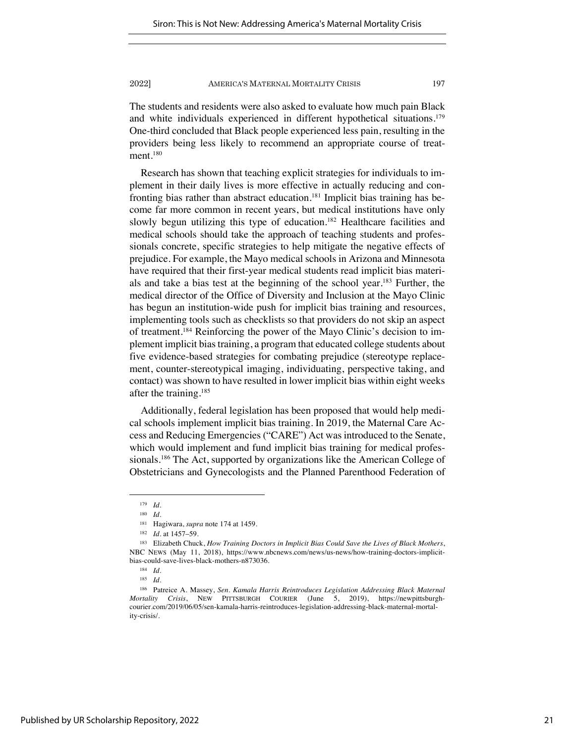The students and residents were also asked to evaluate how much pain Black and white individuals experienced in different hypothetical situations.[179] One-third concluded that Black people experienced less pain, resulting in the providers being less likely to recommend an appropriate course of treatment.[180]

Research has shown that teaching explicit strategies for individuals to implement in their daily lives is more effective in actually reducing and confronting bias rather than abstract education.[181] Implicit bias training has become far more common in recent years, but medical institutions have only slowly begun utilizing this type of education.[182] Healthcare facilities and medical schools should take the approach of teaching students and professionals concrete, specific strategies to help mitigate the negative effects of prejudice. For example, the Mayo medical schools in Arizona and Minnesota have required that their first-year medical students read implicit bias materials and take a bias test at the beginning of the school year.[183] Further, the medical director of the Office of Diversity and Inclusion at the Mayo Clinic has begun an institution-wide push for implicit bias training and resources, implementing tools such as checklists so that providers do not skip an aspect of treatment.[184] Reinforcing the power of the Mayo Clinic's decision to implement implicit bias training, a program that educated college students about five evidence-based strategies for combating prejudice (stereotype replacement, counter-stereotypical imaging, individuating, perspective taking, and contact) was shown to have resulted in lower implicit bias within eight weeks after the training.[185]

Additionally, federal legislation has been proposed that would help medical schools implement implicit bias training. In 2019, the Maternal Care Access and Reducing Emergencies ("CARE") Act was introduced to the Senate, which would implement and fund implicit bias training for medical professionals.[186] The Act, supported by organizations like the American College of Obstetricians and Gynecologists and the Planned Parenthood Federation of

---

[179] *Id.*

[180] *Id.*

[181] Hagiwara, *supra* note 174 at 1459.

[182] *Id.* at 1457–59.

[183] Elizabeth Chuck, *How Training Doctors in Implicit Bias Could Save the Lives of Black Mothers*, NBC NEWS (May 11, 2018), https://www.nbcnews.com/news/us-news/how-training-doctors-implicit-bias-could-save-lives-black-mothers-n873036.

[184] *Id.*

[185] *Id.*

[186] Patreice A. Massey, *Sen. Kamala Harris Reintroduces Legislation Addressing Black Maternal Mortality Crisis*, NEW PITTSBURGH COURIER (June 5, 2019), https://newpittsburghcourier.com/2019/06/05/sen-kamala-harris-reintroduces-legislation-addressing-black-maternal-mortality-crisis/.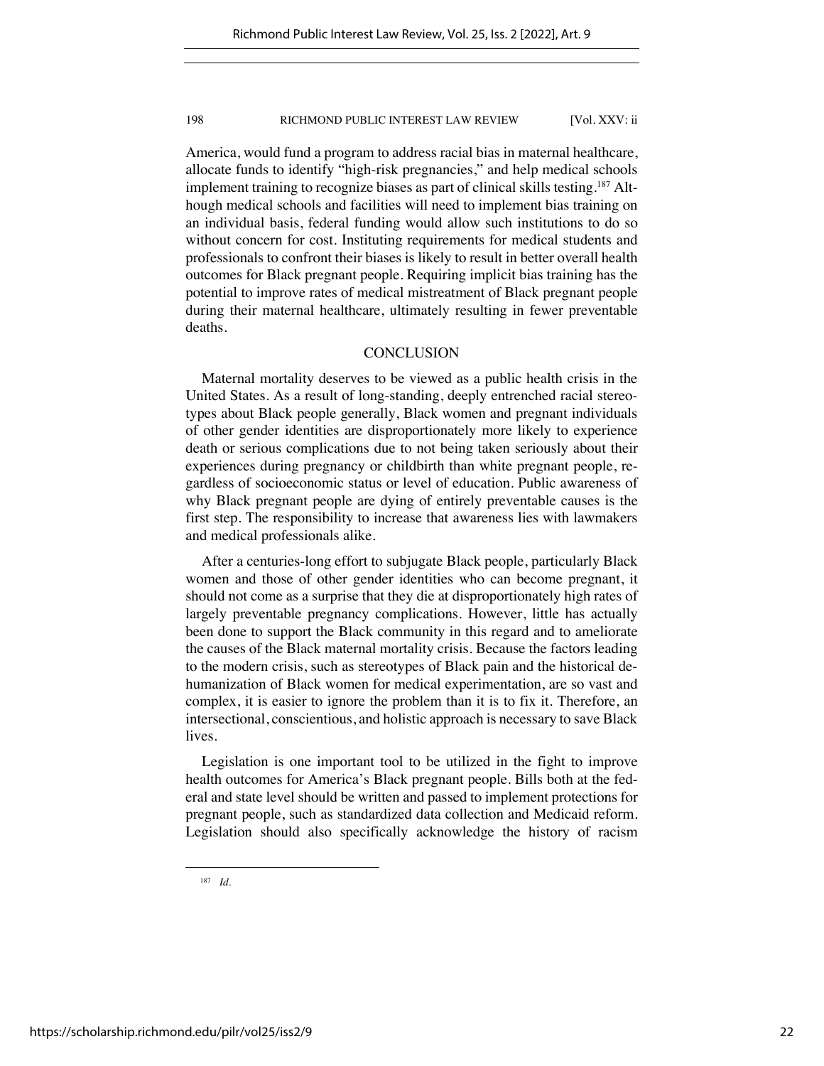America, would fund a program to address racial bias in maternal healthcare, allocate funds to identify "high-risk pregnancies," and help medical schools implement training to recognize biases as part of clinical skills testing.[187] Although medical schools and facilities will need to implement bias training on an individual basis, federal funding would allow such institutions to do so without concern for cost. Instituting requirements for medical students and professionals to confront their biases is likely to result in better overall health outcomes for Black pregnant people. Requiring implicit bias training has the potential to improve rates of medical mistreatment of Black pregnant people during their maternal healthcare, ultimately resulting in fewer preventable deaths.

## CONCLUSION

Maternal mortality deserves to be viewed as a public health crisis in the United States. As a result of long-standing, deeply entrenched racial stereotypes about Black people generally, Black women and pregnant individuals of other gender identities are disproportionately more likely to experience death or serious complications due to not being taken seriously about their experiences during pregnancy or childbirth than white pregnant people, regardless of socioeconomic status or level of education. Public awareness of why Black pregnant people are dying of entirely preventable causes is the first step. The responsibility to increase that awareness lies with lawmakers and medical professionals alike.

After a centuries-long effort to subjugate Black people, particularly Black women and those of other gender identities who can become pregnant, it should not come as a surprise that they die at disproportionately high rates of largely preventable pregnancy complications. However, little has actually been done to support the Black community in this regard and to ameliorate the causes of the Black maternal mortality crisis. Because the factors leading to the modern crisis, such as stereotypes of Black pain and the historical dehumanization of Black women for medical experimentation, are so vast and complex, it is easier to ignore the problem than it is to fix it. Therefore, an intersectional, conscientious, and holistic approach is necessary to save Black lives.

Legislation is one important tool to be utilized in the fight to improve health outcomes for America's Black pregnant people. Bills both at the federal and state level should be written and passed to implement protections for pregnant people, such as standardized data collection and Medicaid reform. Legislation should also specifically acknowledge the history of racism

---

[187] *Id.*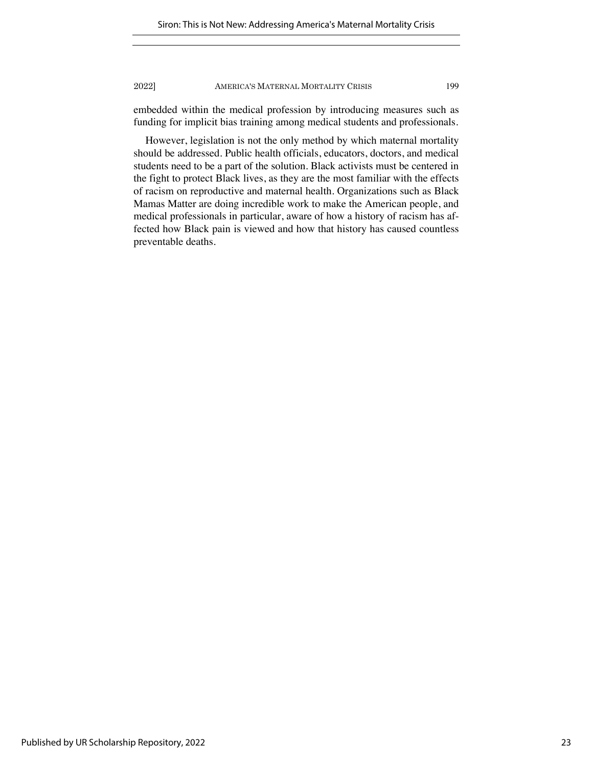embedded within the medical profession by introducing measures such as funding for implicit bias training among medical students and professionals.

However, legislation is not the only method by which maternal mortality should be addressed. Public health officials, educators, doctors, and medical students need to be a part of the solution. Black activists must be centered in the fight to protect Black lives, as they are the most familiar with the effects of racism on reproductive and maternal health. Organizations such as Black Mamas Matter are doing incredible work to make the American people, and medical professionals in particular, aware of how a history of racism has affected how Black pain is viewed and how that history has caused countless preventable deaths.